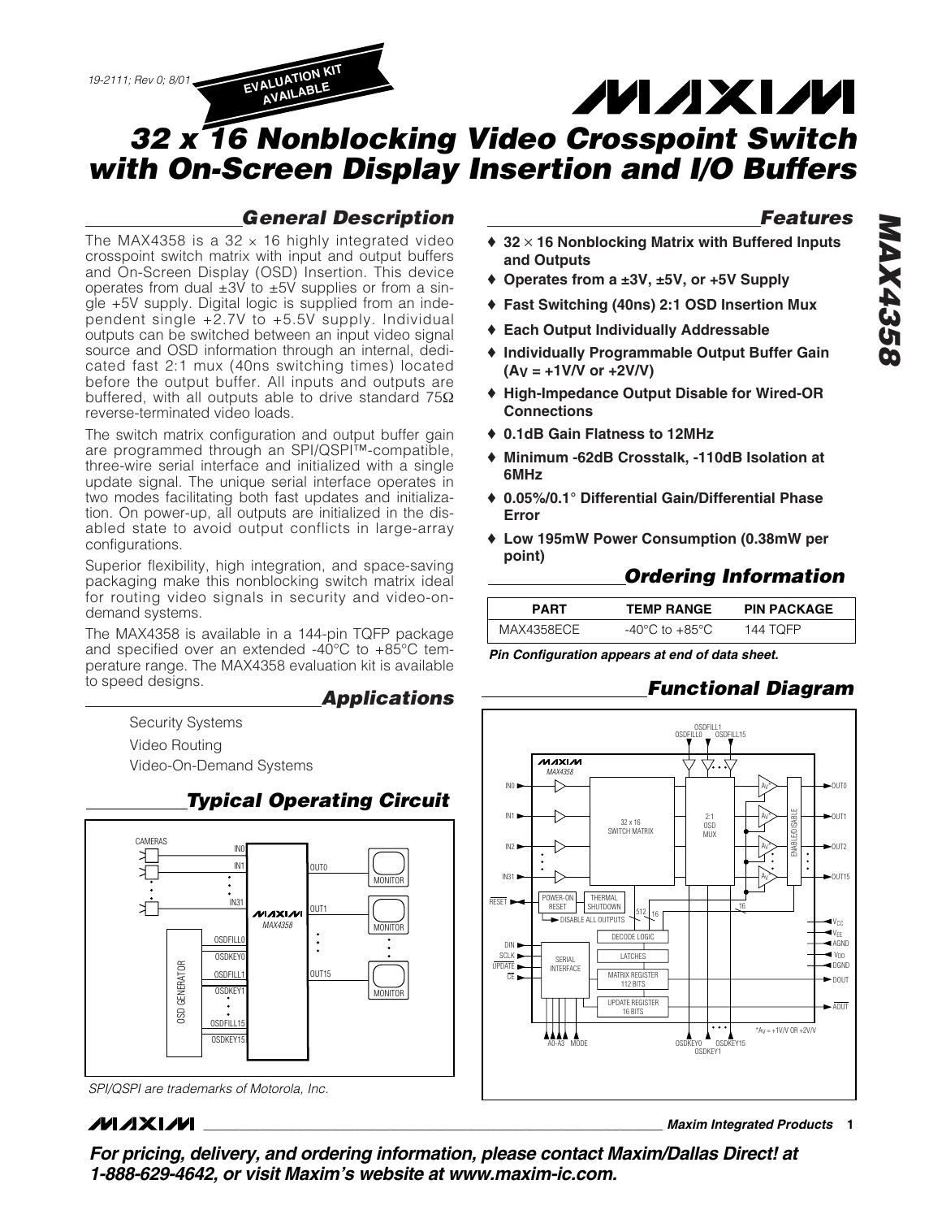# 32 x 16 Nonblocking Video Crosspoint Switch with On-Screen Display Insertion and I/O Buffers

## General Description

The MAX4358 is a 32 × 16 highly integrated video crosspoint switch matrix with input and output buffers and On-Screen Display (OSD) Insertion. This device operates from dual ±3V to ±5V supplies or from a single +5V supply. Digital logic is supplied from an independent single +2.7V to +5.5V supply. Individual outputs can be switched between an input video signal source and OSD information through an internal, dedicated fast 2:1 mux (40ns switching times) located before the output buffer. All inputs and outputs are buffered, with all outputs able to drive standard 75Ω reverse-terminated video loads.

The switch matrix configuration and output buffer gain are programmed through an SPI/QSPI™-compatible, three-wire serial interface and initialized with a single update signal. The unique serial interface operates in two modes facilitating both fast updates and initialization. On power-up, all outputs are initialized in the disabled state to avoid output conflicts in large-array configurations.

Superior flexibility, high integration, and space-saving packaging make this nonblocking switch matrix ideal for routing video signals in security and video-on-demand systems.

The MAX4358 is available in a 144-pin TQFP package and specified over an extended -40°C to +85°C temperature range. The MAX4358 evaluation kit is available to speed designs.

## Applications

- Security Systems
- Video Routing
- Video-On-Demand Systems

## Typical Operating Circuit

SPI/QSPI are trademarks of Motorola, Inc.

## Features

- ♦ **32 × 16 Nonblocking Matrix with Buffered Inputs and Outputs**
- ♦ **Operates from a ±3V, ±5V, or +5V Supply**
- ♦ **Fast Switching (40ns) 2:1 OSD Insertion Mux**
- ♦ **Each Output Individually Addressable**
- ♦ **Individually Programmable Output Buffer Gain ($A_V$ = +1V/V or +2V/V)**
- ♦ **High-Impedance Output Disable for Wired-OR Connections**
- ♦ **0.1dB Gain Flatness to 12MHz**
- ♦ **Minimum -62dB Crosstalk, -110dB Isolation at 6MHz**
- ♦ **0.05%/0.1° Differential Gain/Differential Phase Error**
- ♦ **Low 195mW Power Consumption (0.38mW per point)**

## Ordering Information

| PART | TEMP RANGE | PIN PACKAGE |
|---|---|---|
| MAX4358ECE | -40°C to +85°C | 144 TQFP |

*Pin Configuration appears at end of data sheet.*

## Functional Diagram

For pricing, delivery, and ordering information, please contact Maxim/Dallas Direct! at 1-888-629-4642, or visit Maxim's website at www.maxim-ic.com.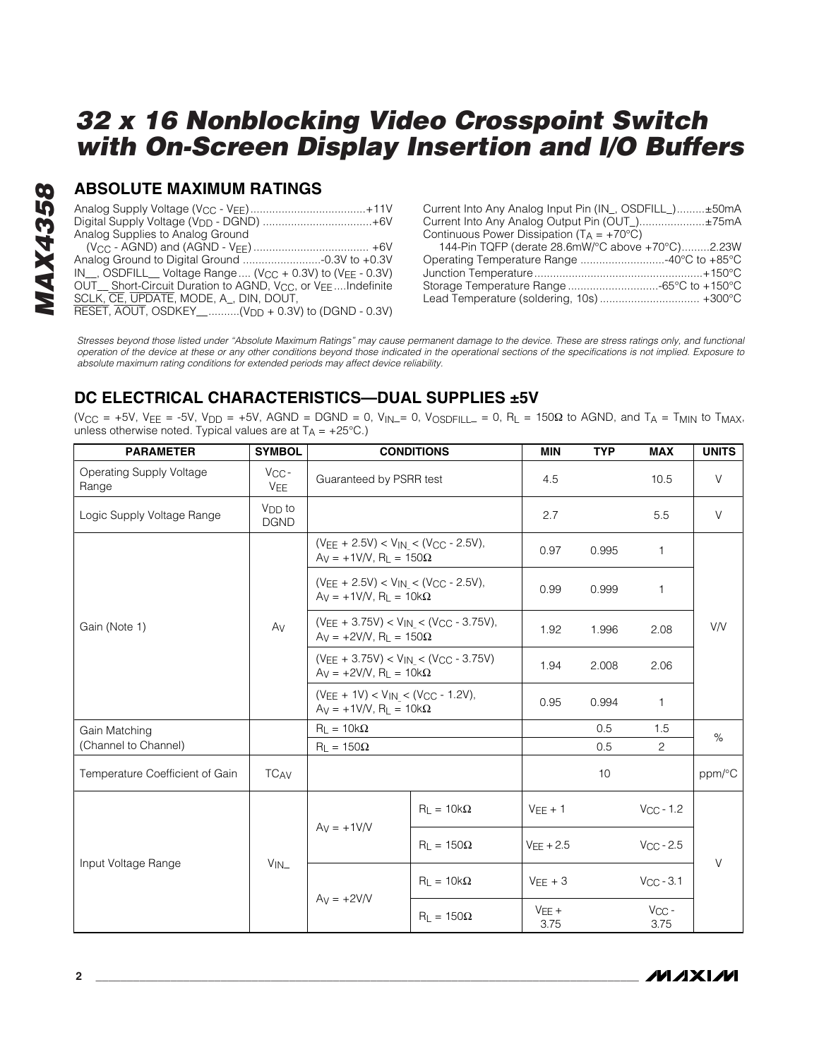# 32 x 16 Nonblocking Video Crosspoint Switch with On-Screen Display Insertion and I/O Buffers

## ABSOLUTE MAXIMUM RATINGS

Analog Supply Voltage ($V_{CC}$ - $V_{EE}$).....................................+11V
Digital Supply Voltage ($V_{DD}$ - DGND) ...................................+6V
Analog Supplies to Analog Ground
($V_{CC}$ - AGND) and (AGND - $V_{EE}$) ..................................... +6V
Analog Ground to Digital Ground ..........................-0.3V to +0.3V
IN__, OSDFILL__ Voltage Range.... ($V_{CC}$ + 0.3V) to ($V_{EE}$ - 0.3V)
OUT__ Short-Circuit Duration to AGND, $V_{CC}$, or $V_{EE}$....Indefinite
SCLK, CE, UPDATE, MODE, A_, DIN, DOUT,
RESET, AOUT, OSDKEY__..........($V_{DD}$ + 0.3V) to (DGND - 0.3V)

Current Into Any Analog Input Pin (IN_, OSDFILL_).........±50mA
Current Into Any Analog Output Pin (OUT_).....................±75mA
Continuous Power Dissipation ($T_A$ = +70°C)
144-Pin TQFP (derate 28.6mW/°C above +70°C).........2.23W
Operating Temperature Range ...........................-40°C to +85°C
Junction Temperature......................................................+150°C
Storage Temperature Range .............................-65°C to +150°C
Lead Temperature (soldering, 10s) ................................ +300°C

*Stresses beyond those listed under "Absolute Maximum Ratings" may cause permanent damage to the device. These are stress ratings only, and functional operation of the device at these or any other conditions beyond those indicated in the operational sections of the specifications is not implied. Exposure to absolute maximum rating conditions for extended periods may affect device reliability.*

## DC ELECTRICAL CHARACTERISTICS—DUAL SUPPLIES ±5V

($V_{CC}$ = +5V, $V_{EE}$ = -5V, $V_{DD}$ = +5V, AGND = DGND = 0, $V_{IN\_}$= 0, $V_{OSDFILL\_}$ = 0, $R_L$ = 150Ω to AGND, and $T_A$ = $T_{MIN}$ to $T_{MAX}$, unless otherwise noted. Typical values are at $T_A$ = +25°C.)

| PARAMETER | SYMBOL | CONDITIONS | | MIN | TYP | MAX | UNITS |
|---|---|---|---|---|---|---|---|
| Operating Supply Voltage Range | $V_{CC}$ - $V_{EE}$ | Guaranteed by PSRR test | | 4.5 | | 10.5 | V |
| Logic Supply Voltage Range | $V_{DD}$ to DGND | | | 2.7 | | 5.5 | V |
| Gain (Note 1) | $A_V$ | ($V_{EE}$ + 2.5V) < $V_{IN\_}$ < ($V_{CC}$ - 2.5V), $A_V$ = +1V/V, $R_L$ = 150Ω | | 0.97 | 0.995 | 1 | V/V |
| | | ($V_{EE}$ + 2.5V) < $V_{IN\_}$ < ($V_{CC}$ - 2.5V), $A_V$ = +1V/V, $R_L$ = 10kΩ | | 0.99 | 0.999 | 1 | |
| | | ($V_{EE}$ + 3.75V) < $V_{IN\_}$ < ($V_{CC}$ - 3.75V), $A_V$ = +2V/V, $R_L$ = 150Ω | | 1.92 | 1.996 | 2.08 | |
| | | ($V_{EE}$ + 3.75V) < $V_{IN\_}$ < ($V_{CC}$ - 3.75V) $A_V$ = +2V/V, $R_L$ = 10kΩ | | 1.94 | 2.008 | 2.06 | |
| | | ($V_{EE}$ + 1V) < $V_{IN\_}$ < ($V_{CC}$ - 1.2V), $A_V$ = +1V/V, $R_L$ = 10kΩ | | 0.95 | 0.994 | 1 | |
| Gain Matching (Channel to Channel) | | $R_L$ = 10kΩ | | | 0.5 | 1.5 | % |
| | | $R_L$ = 150Ω | | | 0.5 | 2 | |
| Temperature Coefficient of Gain | $TC_{AV}$ | | | | 10 | | ppm/°C |
| Input Voltage Range | $V_{IN\_}$ | $A_V$ = +1V/V | $R_L$ = 10kΩ | $V_{EE}$ + 1 | | $V_{CC}$ - 1.2 | V |
| | | | $R_L$ = 150Ω | $V_{EE}$ + 2.5 | | $V_{CC}$ - 2.5 | |
| | | $A_V$ = +2V/V | $R_L$ = 10kΩ | $V_{EE}$ + 3 | | $V_{CC}$ - 3.1 | |
| | | | $R_L$ = 150Ω | $V_{EE}$ + 3.75 | | $V_{CC}$ - 3.75 | |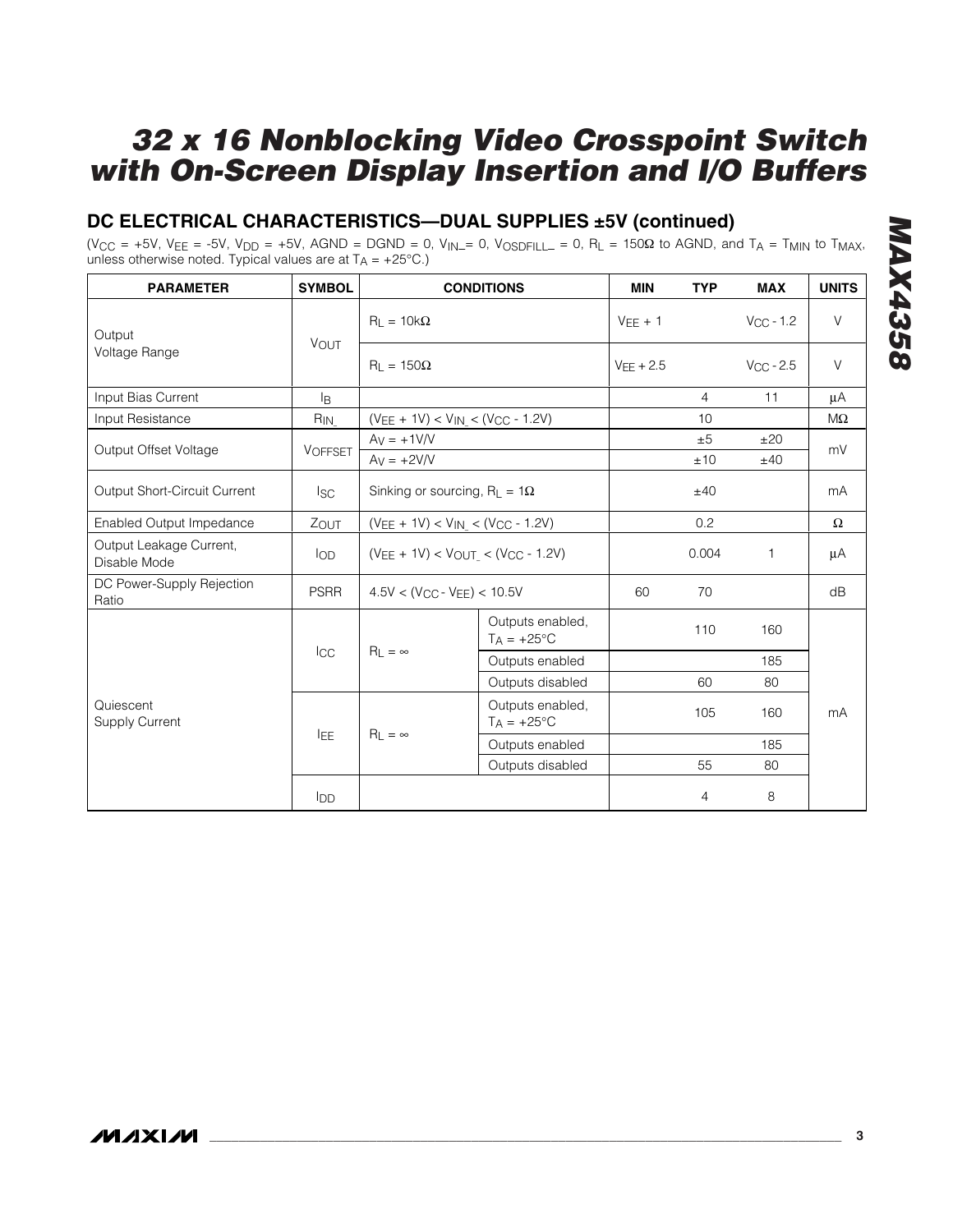## DC ELECTRICAL CHARACTERISTICS—DUAL SUPPLIES ±5V (continued)

($V_{CC}$ = +5V, $V_{EE}$ = -5V, $V_{DD}$ = +5V, AGND = DGND = 0, $V_{IN\_}$ = 0, $V_{OSDFILL\_}$ = 0, $R_L$ = 150Ω to AGND, and $T_A$ = $T_{MIN}$ to $T_{MAX}$, unless otherwise noted. Typical values are at $T_A$ = +25°C.)

| PARAMETER | SYMBOL | CONDITIONS | | MIN | TYP | MAX | UNITS |
|---|---|---|---|---|---|---|---|
| Output Voltage Range | $V_{OUT}$ | $R_L$ = 10kΩ | | $V_{EE}$ + 1 | | $V_{CC}$ - 1.2 | V |
| | | $R_L$ = 150Ω | | $V_{EE}$ + 2.5 | | $V_{CC}$ - 2.5 | V |
| Input Bias Current | $I_B$ | | | | 4 | 11 | µA |
| Input Resistance | $R_{IN\_}$ | ($V_{EE}$ + 1V) < $V_{IN\_}$ < ($V_{CC}$ - 1.2V) | | | 10 | | MΩ |
| Output Offset Voltage | $V_{OFFSET}$ | $A_V$ = +1V/V | | | ±5 | ±20 | mV |
| | | $A_V$ = +2V/V | | | ±10 | ±40 | |
| Output Short-Circuit Current | $I_{SC}$ | Sinking or sourcing, $R_L$ = 1Ω | | | ±40 | | mA |
| Enabled Output Impedance | $Z_{OUT}$ | ($V_{EE}$ + 1V) < $V_{IN\_}$ < ($V_{CC}$ - 1.2V) | | | 0.2 | | Ω |
| Output Leakage Current, Disable Mode | $I_{OD}$ | ($V_{EE}$ + 1V) < $V_{OUT\_}$ < ($V_{CC}$ - 1.2V) | | | 0.004 | 1 | µA |
| DC Power-Supply Rejection Ratio | PSRR | 4.5V < ($V_{CC}$ - $V_{EE}$) < 10.5V | | 60 | 70 | | dB |
| Quiescent Supply Current | $I_{CC}$ | $R_L$ = ∞ | Outputs enabled, $T_A$ = +25°C | | 110 | 160 | mA |
| | | | Outputs enabled | | | 185 | |
| | | | Outputs disabled | | 60 | 80 | |
| | $I_{EE}$ | $R_L$ = ∞ | Outputs enabled, $T_A$ = +25°C | | 105 | 160 | |
| | | | Outputs enabled | | | 185 | |
| | | | Outputs disabled | | 55 | 80 | |
| | $I_{DD}$ | | | | 4 | 8 | |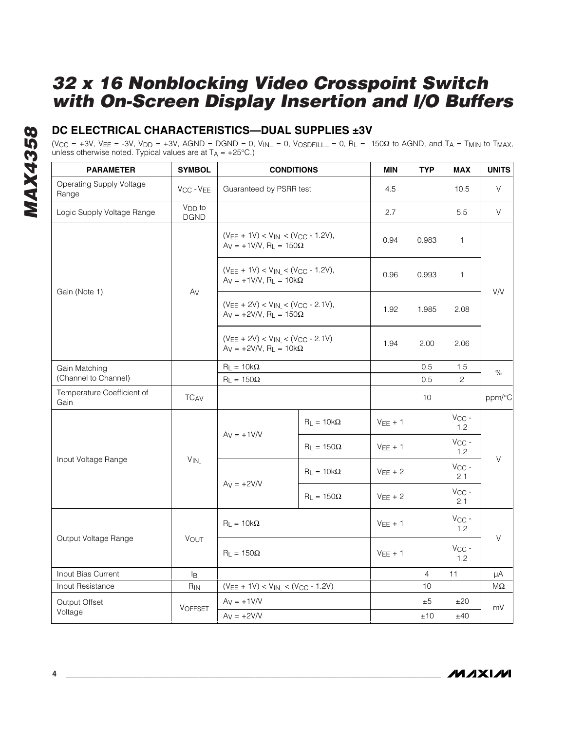## DC ELECTRICAL CHARACTERISTICS—DUAL SUPPLIES ±3V

($V_{CC}$ = +3V, $V_{EE}$ = -3V, $V_{DD}$ = +3V, AGND = DGND = 0, $V_{IN\_}$ = 0, $V_{OSDFILL\_}$ = 0, $R_L$ = 150Ω to AGND, and $T_A$ = $T_{MIN}$ to $T_{MAX}$, unless otherwise noted. Typical values are at $T_A$ = +25°C.)

| PARAMETER | SYMBOL | CONDITIONS | | MIN | TYP | MAX | UNITS |
|---|---|---|---|---|---|---|---|
| Operating Supply Voltage Range | $V_{CC}$ - $V_{EE}$ | Guaranteed by PSRR test | | 4.5 | | 10.5 | V |
| Logic Supply Voltage Range | $V_{DD}$ to DGND | | | 2.7 | | 5.5 | V |
| Gain (Note 1) | $A_V$ | ($V_{EE}$ + 1V) < $V_{IN\_}$ < ($V_{CC}$ - 1.2V), $A_V$ = +1V/V, $R_L$ = 150Ω | | 0.94 | 0.983 | 1 | V/V |
| | | ($V_{EE}$ + 1V) < $V_{IN\_}$ < ($V_{CC}$ - 1.2V), $A_V$ = +1V/V, $R_L$ = 10kΩ | | 0.96 | 0.993 | 1 | |
| | | ($V_{EE}$ + 2V) < $V_{IN\_}$ < ($V_{CC}$ - 2.1V), $A_V$ = +2V/V, $R_L$ = 150Ω | | 1.92 | 1.985 | 2.08 | |
| | | ($V_{EE}$ + 2V) < $V_{IN\_}$ < ($V_{CC}$ - 2.1V) $A_V$ = +2V/V, $R_L$ = 10kΩ | | 1.94 | 2.00 | 2.06 | |
| Gain Matching (Channel to Channel) | | $R_L$ = 10kΩ | | | 0.5 | 1.5 | % |
| | | $R_L$ = 150Ω | | | 0.5 | 2 | |
| Temperature Coefficient of Gain | $TC_{AV}$ | | | | 10 | | ppm/°C |
| Input Voltage Range | $V_{IN\_}$ | $A_V$ = +1V/V | $R_L$ = 10kΩ | $V_{EE}$ + 1 | | $V_{CC}$ - 1.2 | V |
| | | | $R_L$ = 150Ω | $V_{EE}$ + 1 | | $V_{CC}$ - 1.2 | |
| | | $A_V$ = +2V/V | $R_L$ = 10kΩ | $V_{EE}$ + 2 | | $V_{CC}$ - 2.1 | |
| | | | $R_L$ = 150Ω | $V_{EE}$ + 2 | | $V_{CC}$ - 2.1 | |
| Output Voltage Range | $V_{OUT}$ | $R_L$ = 10kΩ | | $V_{EE}$ + 1 | | $V_{CC}$ - 1.2 | V |
| | | $R_L$ = 150Ω | | $V_{EE}$ + 1 | | $V_{CC}$ - 1.2 | |
| Input Bias Current | $I_B$ | | | | 4 | 11 | µA |
| Input Resistance | $R_{IN}$ | ($V_{EE}$ + 1V) < $V_{IN\_}$ < ($V_{CC}$ - 1.2V) | | | 10 | | MΩ |
| Output Offset Voltage | $V_{OFFSET}$ | $A_V$ = +1V/V | | | ±5 | ±20 | mV |
| | | $A_V$ = +2V/V | | | ±10 | ±40 | |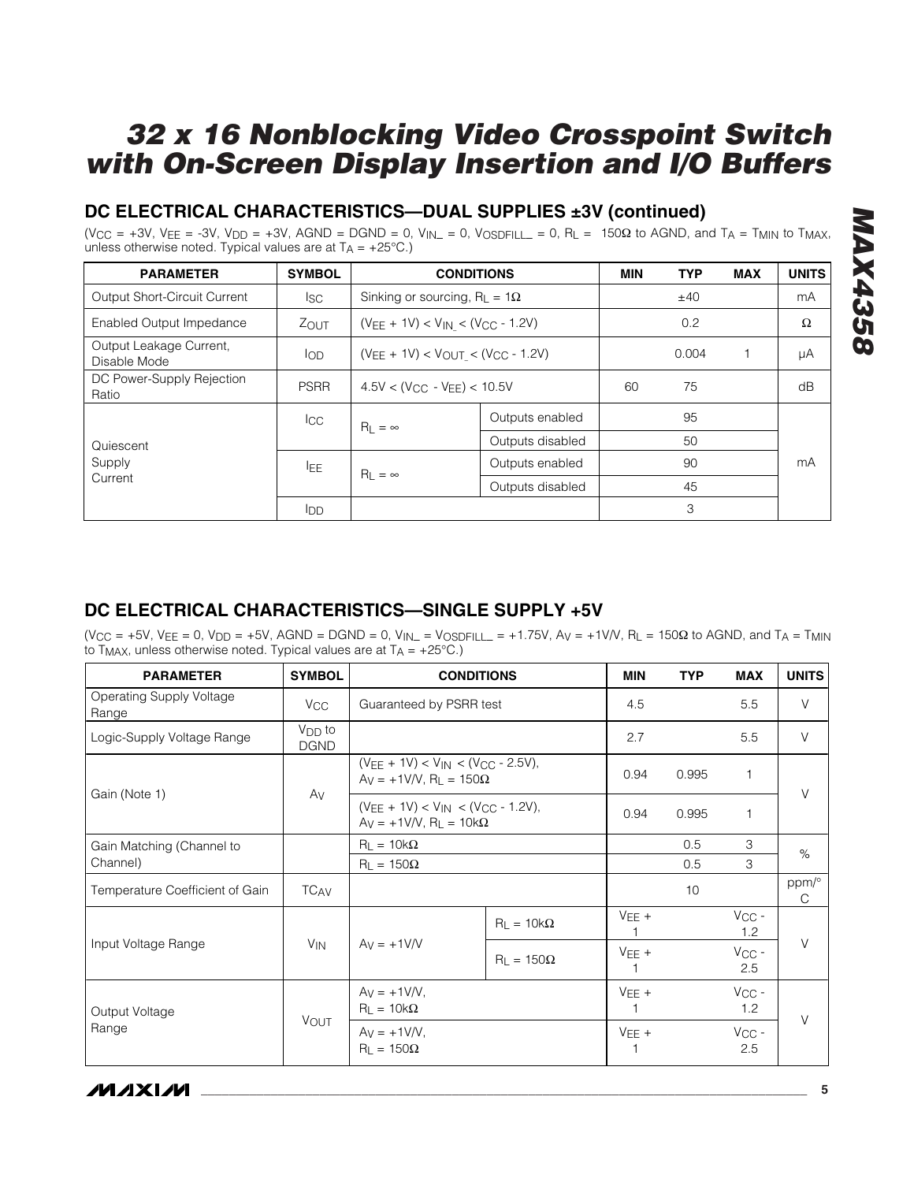# 32 x 16 Nonblocking Video Crosspoint Switch with On-Screen Display Insertion and I/O Buffers

## DC ELECTRICAL CHARACTERISTICS—DUAL SUPPLIES ±3V (continued)

($V_{CC}$ = +3V, $V_{EE}$ = -3V, $V_{DD}$ = +3V, AGND = DGND = 0, $V_{IN\_}$ = 0, $V_{OSDFILL\_}$ = 0, $R_L$ = 150Ω to AGND, and $T_A$ = $T_{MIN}$ to $T_{MAX}$, unless otherwise noted. Typical values are at $T_A$ = +25°C.)

| PARAMETER | SYMBOL | CONDITIONS | | MIN | TYP | MAX | UNITS |
|---|---|---|---|---|---|---|---|
| Output Short-Circuit Current | $I_{SC}$ | Sinking or sourcing, $R_L$ = 1Ω | | | ±40 | | mA |
| Enabled Output Impedance | $Z_{OUT}$ | ($V_{EE}$ + 1V) < $V_{IN\_}$ < ($V_{CC}$ - 1.2V) | | | 0.2 | | Ω |
| Output Leakage Current, Disable Mode | $I_{OD}$ | ($V_{EE}$ + 1V) < $V_{OUT\_}$ < ($V_{CC}$ - 1.2V) | | | 0.004 | 1 | µA |
| DC Power-Supply Rejection Ratio | PSRR | 4.5V < ($V_{CC}$ - $V_{EE}$) < 10.5V | | 60 | 75 | | dB |
| Quiescent Supply Current | $I_{CC}$ | $R_L$ = ∞ | Outputs enabled | | 95 | | mA |
| | | | Outputs disabled | | 50 | | |
| | $I_{EE}$ | $R_L$ = ∞ | Outputs enabled | | 90 | | |
| | | | Outputs disabled | | 45 | | |
| | $I_{DD}$ | | | | 3 | | |

## DC ELECTRICAL CHARACTERISTICS—SINGLE SUPPLY +5V

($V_{CC}$ = +5V, $V_{EE}$ = 0, $V_{DD}$ = +5V, AGND = DGND = 0, $V_{IN\_}$ = $V_{OSDFILL\_}$ = +1.75V, $A_V$ = +1V/V, $R_L$ = 150Ω to AGND, and $T_A$ = $T_{MIN}$ to $T_{MAX}$, unless otherwise noted. Typical values are at $T_A$ = +25°C.)

| PARAMETER | SYMBOL | CONDITIONS | | MIN | TYP | MAX | UNITS |
|---|---|---|---|---|---|---|---|
| Operating Supply Voltage Range | $V_{CC}$ | Guaranteed by PSRR test | | 4.5 | | 5.5 | V |
| Logic-Supply Voltage Range | $V_{DD}$ to DGND | | | 2.7 | | 5.5 | V |
| Gain (Note 1) | $A_V$ | ($V_{EE}$ + 1V) < $V_{IN}$ < ($V_{CC}$ - 2.5V), $A_V$ = +1V/V, $R_L$ = 150Ω | | 0.94 | 0.995 | 1 | V |
| | | ($V_{EE}$ + 1V) < $V_{IN}$ < ($V_{CC}$ - 1.2V), $A_V$ = +1V/V, $R_L$ = 10kΩ | | 0.94 | 0.995 | 1 | |
| Gain Matching (Channel to Channel) | | $R_L$ = 10kΩ | | | 0.5 | 3 | % |
| | | $R_L$ = 150Ω | | | 0.5 | 3 | |
| Temperature Coefficient of Gain | $TC_{AV}$ | | | | 10 | | ppm/°C |
| Input Voltage Range | $V_{IN}$ | $A_V$ = +1V/V | $R_L$ = 10kΩ | $V_{EE}$ + 1 | | $V_{CC}$ - 1.2 | V |
| | | | $R_L$ = 150Ω | $V_{EE}$ + 1 | | $V_{CC}$ - 2.5 | |
| Output Voltage Range | $V_{OUT}$ | $A_V$ = +1V/V, $R_L$ = 10kΩ | | $V_{EE}$ + 1 | | $V_{CC}$ - 1.2 | V |
| | | $A_V$ = +1V/V, $R_L$ = 150Ω | | $V_{EE}$ + 1 | | $V_{CC}$ - 2.5 | |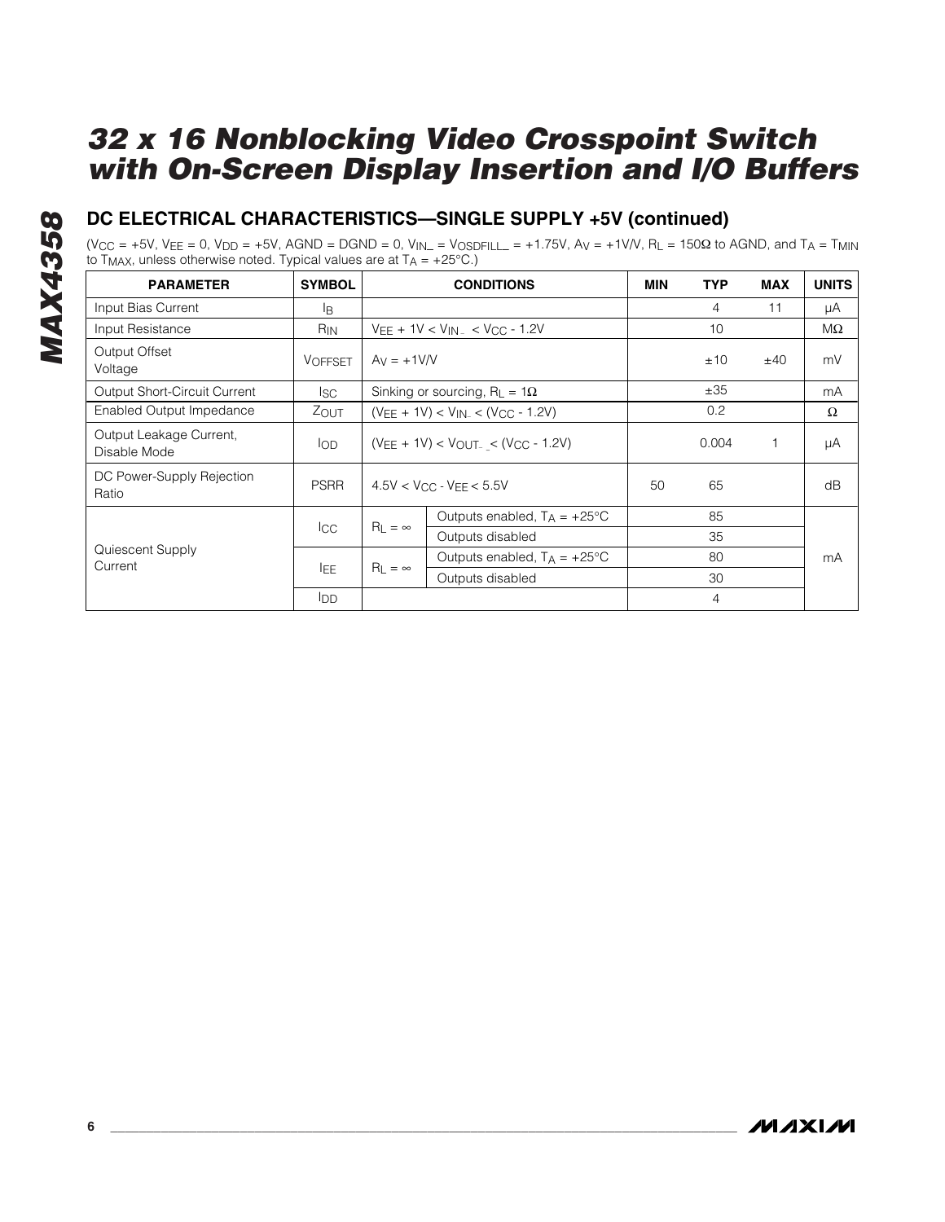## DC ELECTRICAL CHARACTERISTICS—SINGLE SUPPLY +5V (continued)

($V_{CC}$ = +5V, $V_{EE}$ = 0, $V_{DD}$ = +5V, AGND = DGND = 0, $V_{IN\_}$ = $V_{OSDFILL\_}$ = +1.75V, $A_V$ = +1V/V, $R_L$ = 150Ω to AGND, and $T_A$ = $T_{MIN}$ to $T_{MAX}$, unless otherwise noted. Typical values are at $T_A$ = +25°C.)

| PARAMETER | SYMBOL | CONDITIONS | | MIN | TYP | MAX | UNITS |
|---|---|---|---|---|---|---|---|
| Input Bias Current | $I_B$ | | | | 4 | 11 | µA |
| Input Resistance | $R_{IN}$ | $V_{EE}$ + 1V < $V_{IN\_}$ < $V_{CC}$ - 1.2V | | | 10 | | MΩ |
| Output Offset Voltage | $V_{OFFSET}$ | $A_V$ = +1V/V | | | ±10 | ±40 | mV |
| Output Short-Circuit Current | $I_{SC}$ | Sinking or sourcing, $R_L$ = 1Ω | | | ±35 | | mA |
| Enabled Output Impedance | $Z_{OUT}$ | ($V_{EE}$ + 1V) < $V_{IN\_}$ < ($V_{CC}$ - 1.2V) | | | 0.2 | | Ω |
| Output Leakage Current, Disable Mode | $I_{OD}$ | ($V_{EE}$ + 1V) < $V_{OUT\_}$ < ($V_{CC}$ - 1.2V) | | | 0.004 | 1 | µA |
| DC Power-Supply Rejection Ratio | PSRR | 4.5V < $V_{CC}$ - $V_{EE}$ < 5.5V | | 50 | 65 | | dB |
| Quiescent Supply Current | $I_{CC}$ | $R_L$ = ∞ | Outputs enabled, $T_A$ = +25°C | | 85 | | mA |
| | | | Outputs disabled | | 35 | | |
| | $I_{EE}$ | $R_L$ = ∞ | Outputs enabled, $T_A$ = +25°C | | 80 | | |
| | | | Outputs disabled | | 30 | | |
| | $I_{DD}$ | | | | 4 | | |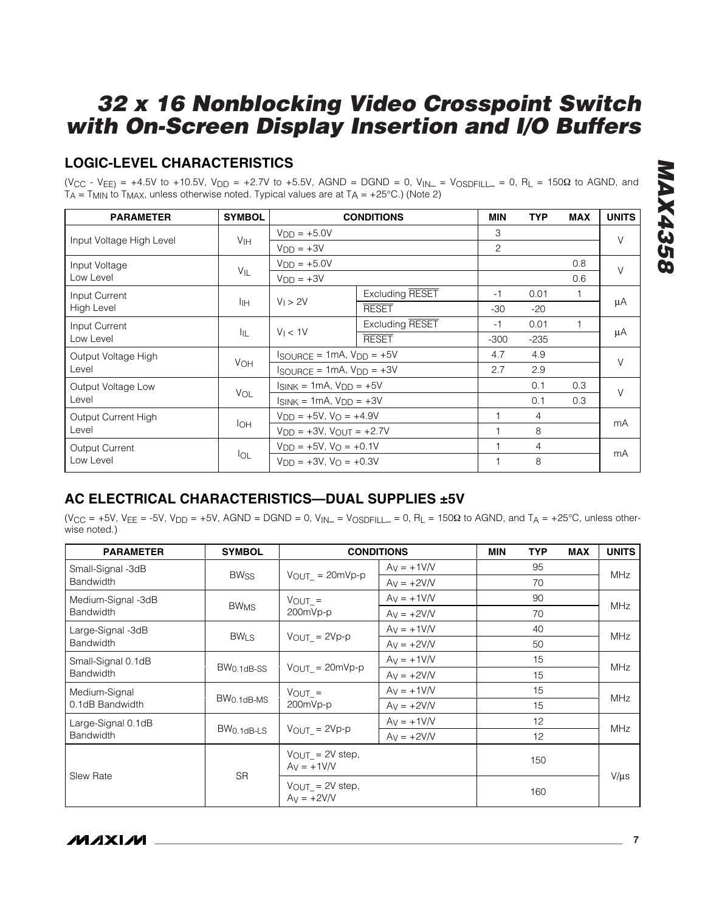# 32 x 16 Nonblocking Video Crosspoint Switch with On-Screen Display Insertion and I/O Buffers

## LOGIC-LEVEL CHARACTERISTICS

($V_{CC}$ - $V_{EE}$) = +4.5V to +10.5V, $V_{DD}$ = +2.7V to +5.5V, AGND = DGND = 0, $V_{IN\_}$ = $V_{OSDFILL\_}$ = 0, $R_L$ = 150Ω to AGND, and $T_A$ = $T_{MIN}$ to $T_{MAX}$, unless otherwise noted. Typical values are at $T_A$ = +25°C.) (Note 2)

| PARAMETER | SYMBOL | CONDITIONS | | MIN | TYP | MAX | UNITS |
|---|---|---|---|---|---|---|---|
| Input Voltage High Level | $V_{IH}$ | $V_{DD}$ = +5.0V | | 3 | | | V |
| | | $V_{DD}$ = +3V | | 2 | | | |
| Input Voltage Low Level | $V_{IL}$ | $V_{DD}$ = +5.0V | | | | 0.8 | V |
| | | $V_{DD}$ = +3V | | | | 0.6 | |
| Input Current High Level | $I_{IH}$ | $V_I$ > 2V | Excluding $\overline{RESET}$ | -1 | 0.01 | 1 | µA |
| | | | $\overline{RESET}$ | -30 | -20 | | |
| Input Current Low Level | $I_{IL}$ | $V_I$ < 1V | Excluding $\overline{RESET}$ | -1 | 0.01 | 1 | µA |
| | | | $\overline{RESET}$ | -300 | -235 | | |
| Output Voltage High Level | $V_{OH}$ | $I_{SOURCE}$ = 1mA, $V_{DD}$ = +5V | | 4.7 | 4.9 | | V |
| | | $I_{SOURCE}$ = 1mA, $V_{DD}$ = +3V | | 2.7 | 2.9 | | |
| Output Voltage Low Level | $V_{OL}$ | $I_{SINK}$ = 1mA, $V_{DD}$ = +5V | | | 0.1 | 0.3 | V |
| | | $I_{SINK}$ = 1mA, $V_{DD}$ = +3V | | | 0.1 | 0.3 | |
| Output Current High Level | $I_{OH}$ | $V_{DD}$ = +5V, $V_O$ = +4.9V | | 1 | 4 | | mA |
| | | $V_{DD}$ = +3V, $V_{OUT}$ = +2.7V | | 1 | 8 | | |
| Output Current Low Level | $I_{OL}$ | $V_{DD}$ = +5V, $V_O$ = +0.1V | | 1 | 4 | | mA |
| | | $V_{DD}$ = +3V, $V_O$ = +0.3V | | 1 | 8 | | |

## AC ELECTRICAL CHARACTERISTICS—DUAL SUPPLIES ±5V

($V_{CC}$ = +5V, $V_{EE}$ = -5V, $V_{DD}$ = +5V, AGND = DGND = 0, $V_{IN\_}$ = $V_{OSDFILL\_}$ = 0, $R_L$ = 150Ω to AGND, and $T_A$ = +25°C, unless otherwise noted.)

| PARAMETER | SYMBOL | CONDITIONS | | MIN | TYP | MAX | UNITS |
|---|---|---|---|---|---|---|---|
| Small-Signal -3dB Bandwidth | $BW_{SS}$ | $V_{OUT\_}$ = 20mVp-p | $A_V$ = +1V/V | | 95 | | MHz |
| | | | $A_V$ = +2V/V | | 70 | | |
| Medium-Signal -3dB Bandwidth | $BW_{MS}$ | $V_{OUT\_}$ = 200mVp-p | $A_V$ = +1V/V | | 90 | | MHz |
| | | | $A_V$ = +2V/V | | 70 | | |
| Large-Signal -3dB Bandwidth | $BW_{LS}$ | $V_{OUT\_}$ = 2Vp-p | $A_V$ = +1V/V | | 40 | | MHz |
| | | | $A_V$ = +2V/V | | 50 | | |
| Small-Signal 0.1dB Bandwidth | $BW_{0.1dB-SS}$ | $V_{OUT\_}$ = 20mVp-p | $A_V$ = +1V/V | | 15 | | MHz |
| | | | $A_V$ = +2V/V | | 15 | | |
| Medium-Signal 0.1dB Bandwidth | $BW_{0.1dB-MS}$ | $V_{OUT\_}$ = 200mVp-p | $A_V$ = +1V/V | | 15 | | MHz |
| | | | $A_V$ = +2V/V | | 15 | | |
| Large-Signal 0.1dB Bandwidth | $BW_{0.1dB-LS}$ | $V_{OUT\_}$ = 2Vp-p | $A_V$ = +1V/V | | 12 | | MHz |
| | | | $A_V$ = +2V/V | | 12 | | |
| Slew Rate | SR | $V_{OUT\_}$ = 2V step, $A_V$ = +1V/V | | | 150 | | V/µs |
| | | $V_{OUT\_}$ = 2V step, $A_V$ = +2V/V | | | 160 | | |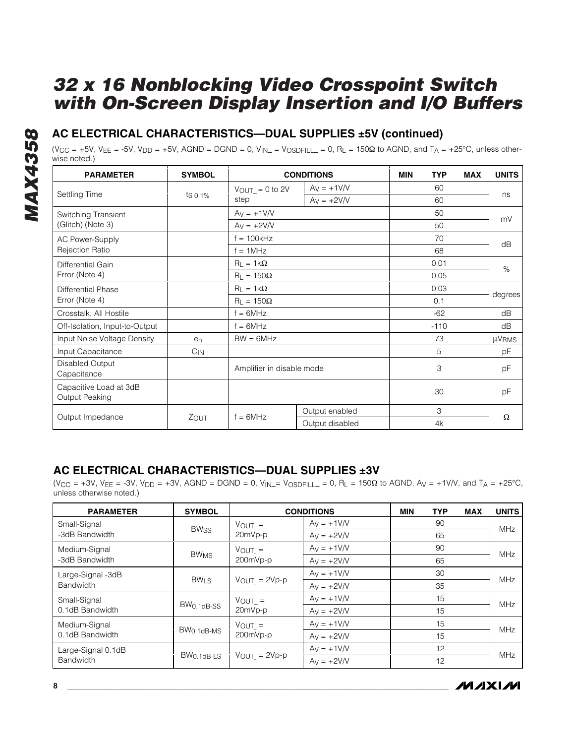## AC ELECTRICAL CHARACTERISTICS—DUAL SUPPLIES ±5V (continued)

($V_{CC}$ = +5V, $V_{EE}$ = -5V, $V_{DD}$ = +5V, AGND = DGND = 0, $V_{IN\_}$ = $V_{OSDFILL\_}$ = 0, $R_L$ = 150Ω to AGND, and $T_A$ = +25°C, unless otherwise noted.)

| PARAMETER | SYMBOL | CONDITIONS | | MIN | TYP | MAX | UNITS |
|---|---|---|---|---|---|---|---|
| Settling Time | $t_{S\ 0.1\%}$ | $V_{OUT\_}$ = 0 to 2V step | $A_V$ = +1V/V | | 60 | | ns |
| | | | $A_V$ = +2V/V | | 60 | | |
| Switching Transient (Glitch) (Note 3) | | $A_V$ = +1V/V | | | 50 | | mV |
| | | $A_V$ = +2V/V | | | 50 | | |
| AC Power-Supply Rejection Ratio | | f = 100kHz | | | 70 | | dB |
| | | f = 1MHz | | | 68 | | |
| Differential Gain Error (Note 4) | | $R_L$ = 1kΩ | | | 0.01 | | % |
| | | $R_L$ = 150Ω | | | 0.05 | | |
| Differential Phase Error (Note 4) | | $R_L$ = 1kΩ | | | 0.03 | | degrees |
| | | $R_L$ = 150Ω | | | 0.1 | | |
| Crosstalk, All Hostile | | f = 6MHz | | | -62 | | dB |
| Off-Isolation, Input-to-Output | | f = 6MHz | | | -110 | | dB |
| Input Noise Voltage Density | $e_n$ | BW = 6MHz | | | 73 | | µV<sub>RMS</sub> |
| Input Capacitance | $C_{IN}$ | | | | 5 | | pF |
| Disabled Output Capacitance | | Amplifier in disable mode | | | 3 | | pF |
| Capacitive Load at 3dB Output Peaking | | | | | 30 | | pF |
| Output Impedance | $Z_{OUT}$ | f = 6MHz | Output enabled | | 3 | | Ω |
| | | | Output disabled | | 4k | | |

## AC ELECTRICAL CHARACTERISTICS—DUAL SUPPLIES ±3V

($V_{CC}$ = +3V, $V_{EE}$ = -3V, $V_{DD}$ = +3V, AGND = DGND = 0, $V_{IN\_}$ = $V_{OSDFILL\_}$ = 0, $R_L$ = 150Ω to AGND, $A_V$ = +1V/V, and $T_A$ = +25°C, unless otherwise noted.)

| PARAMETER | SYMBOL | CONDITIONS | | MIN | TYP | MAX | UNITS |
|---|---|---|---|---|---|---|---|
| Small-Signal -3dB Bandwidth | $BW_{SS}$ | $V_{OUT\_}$ = 20mVp-p | $A_V$ = +1V/V | | 90 | | MHz |
| | | | $A_V$ = +2V/V | | 65 | | |
| Medium-Signal -3dB Bandwidth | $BW_{MS}$ | $V_{OUT\_}$ = 200mVp-p | $A_V$ = +1V/V | | 90 | | MHz |
| | | | $A_V$ = +2V/V | | 65 | | |
| Large-Signal -3dB Bandwidth | $BW_{LS}$ | $V_{OUT\_}$ = 2Vp-p | $A_V$ = +1V/V | | 30 | | MHz |
| | | | $A_V$ = +2V/V | | 35 | | |
| Small-Signal 0.1dB Bandwidth | $BW_{0.1dB-SS}$ | $V_{OUT\_}$ = 20mVp-p | $A_V$ = +1V/V | | 15 | | MHz |
| | | | $A_V$ = +2V/V | | 15 | | |
| Medium-Signal 0.1dB Bandwidth | $BW_{0.1dB-MS}$ | $V_{OUT\_}$ = 200mVp-p | $A_V$ = +1V/V | | 15 | | MHz |
| | | | $A_V$ = +2V/V | | 15 | | |
| Large-Signal 0.1dB Bandwidth | $BW_{0.1dB-LS}$ | $V_{OUT\_}$ = 2Vp-p | $A_V$ = +1V/V | | 12 | | MHz |
| | | | $A_V$ = +2V/V | | 12 | | |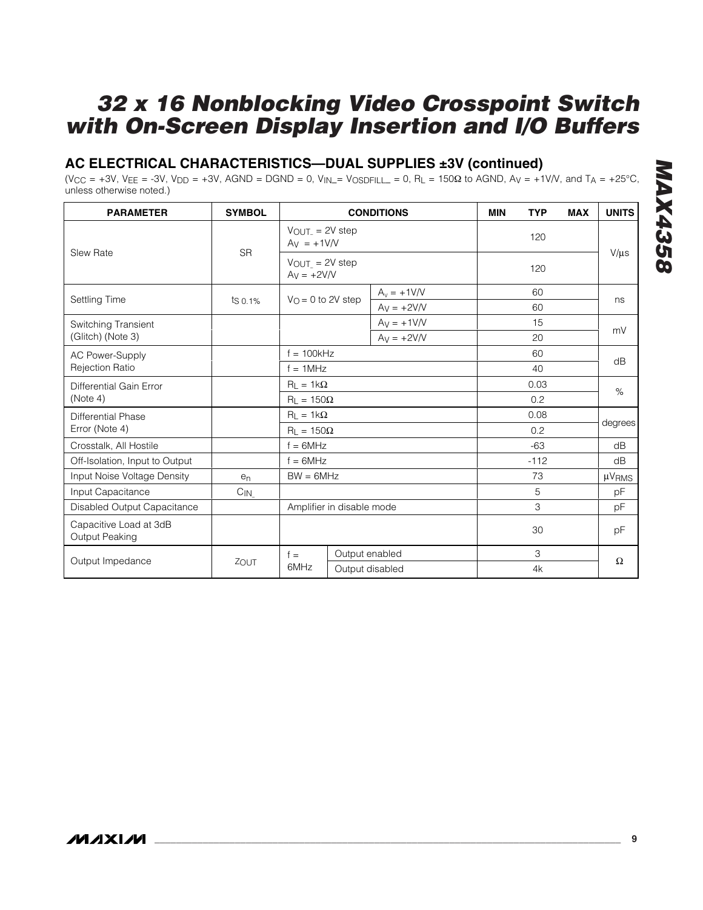## AC ELECTRICAL CHARACTERISTICS—DUAL SUPPLIES ±3V (continued)

($V_{CC}$ = +3V, $V_{EE}$ = -3V, $V_{DD}$ = +3V, AGND = DGND = 0, $V_{IN\_}$ = $V_{OSDFILL\_}$ = 0, $R_L$ = 150Ω to AGND, $A_V$ = +1V/V, and $T_A$ = +25°C, unless otherwise noted.)

| PARAMETER | SYMBOL | CONDITIONS | | MIN | TYP | MAX | UNITS |
|---|---|---|---|---|---|---|---|
| Slew Rate | SR | $V_{OUT\_}$ = 2V step, $A_V$ = +1V/V | | | 120 | | V/µs |
| | | $V_{OUT\_}$ = 2V step, $A_V$ = +2V/V | | | 120 | | |
| Settling Time | $t_{S\ 0.1\%}$ | $V_O$ = 0 to 2V step | $A_V$ = +1V/V | | 60 | | ns |
| | | | $A_V$ = +2V/V | | 60 | | |
| Switching Transient (Glitch) (Note 3) | | | $A_V$ = +1V/V | | 15 | | mV |
| | | | $A_V$ = +2V/V | | 20 | | |
| AC Power-Supply Rejection Ratio | | f = 100kHz | | | 60 | | dB |
| | | f = 1MHz | | | 40 | | |
| Differential Gain Error (Note 4) | | $R_L$ = 1kΩ | | | 0.03 | | % |
| | | $R_L$ = 150Ω | | | 0.2 | | |
| Differential Phase Error (Note 4) | | $R_L$ = 1kΩ | | | 0.08 | | degrees |
| | | $R_L$ = 150Ω | | | 0.2 | | |
| Crosstalk, All Hostile | | f = 6MHz | | | -63 | | dB |
| Off-Isolation, Input to Output | | f = 6MHz | | | -112 | | dB |
| Input Noise Voltage Density | $e_n$ | BW = 6MHz | | | 73 | | $\mu V_{RMS}$ |
| Input Capacitance | $C_{IN\_}$ | | | | 5 | | pF |
| Disabled Output Capacitance | | Amplifier in disable mode | | | 3 | | pF |
| Capacitive Load at 3dB Output Peaking | | | | | 30 | | pF |
| Output Impedance | $Z_{OUT}$ | f = 6MHz | Output enabled | | 3 | | Ω |
| | | | Output disabled | | 4k | | |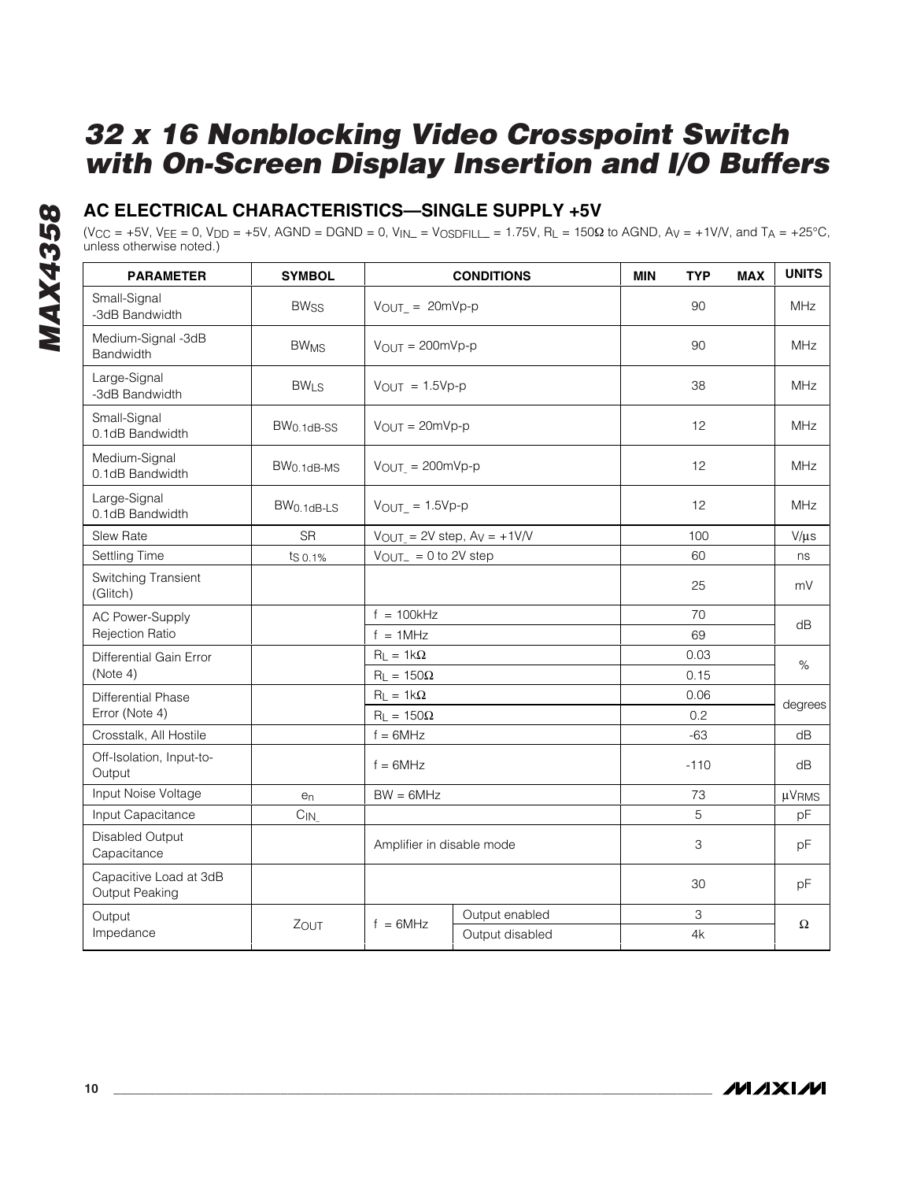## AC ELECTRICAL CHARACTERISTICS—SINGLE SUPPLY +5V

($V_{CC}$ = +5V, $V_{EE}$ = 0, $V_{DD}$ = +5V, AGND = DGND = 0, $V_{IN\_}$ = $V_{OSDFILL\_}$ = 1.75V, $R_L$ = 150Ω to AGND, $A_V$ = +1V/V, and $T_A$ = +25°C, unless otherwise noted.)

| PARAMETER | SYMBOL | CONDITIONS | | MIN | TYP | MAX | UNITS |
|---|---|---|---|---|---|---|---|
| Small-Signal -3dB Bandwidth | $BW_{SS}$ | $V_{OUT\_}$ = 20mVp-p | | | 90 | | MHz |
| Medium-Signal -3dB Bandwidth | $BW_{MS}$ | $V_{OUT}$ = 200mVp-p | | | 90 | | MHz |
| Large-Signal -3dB Bandwidth | $BW_{LS}$ | $V_{OUT}$ = 1.5Vp-p | | | 38 | | MHz |
| Small-Signal 0.1dB Bandwidth | $BW_{0.1dB\text{-}SS}$ | $V_{OUT}$ = 20mVp-p | | | 12 | | MHz |
| Medium-Signal 0.1dB Bandwidth | $BW_{0.1dB\text{-}MS}$ | $V_{OUT\_}$ = 200mVp-p | | | 12 | | MHz |
| Large-Signal 0.1dB Bandwidth | $BW_{0.1dB\text{-}LS}$ | $V_{OUT\_}$ = 1.5Vp-p | | | 12 | | MHz |
| Slew Rate | SR | $V_{OUT\_}$ = 2V step, $A_V$ = +1V/V | | | 100 | | V/µs |
| Settling Time | $t_{S\ 0.1\%}$ | $V_{OUT\_}$ = 0 to 2V step | | | 60 | | ns |
| Switching Transient (Glitch) | | | | | 25 | | mV |
| AC Power-Supply Rejection Ratio | | f = 100kHz | | | 70 | | dB |
| | | f = 1MHz | | | 69 | | |
| Differential Gain Error (Note 4) | | $R_L$ = 1kΩ | | | 0.03 | | % |
| | | $R_L$ = 150Ω | | | 0.15 | | |
| Differential Phase Error (Note 4) | | $R_L$ = 1kΩ | | | 0.06 | | degrees |
| | | $R_L$ = 150Ω | | | 0.2 | | |
| Crosstalk, All Hostile | | f = 6MHz | | | -63 | | dB |
| Off-Isolation, Input-to-Output | | f = 6MHz | | | -110 | | dB |
| Input Noise Voltage | $e_n$ | BW = 6MHz | | | 73 | | $µV_{RMS}$ |
| Input Capacitance | $C_{IN\_}$ | | | | 5 | | pF |
| Disabled Output Capacitance | | Amplifier in disable mode | | | 3 | | pF |
| Capacitive Load at 3dB Output Peaking | | | | | 30 | | pF |
| Output Impedance | $Z_{OUT}$ | f = 6MHz | Output enabled | | 3 | | Ω |
| | | | Output disabled | | 4k | | |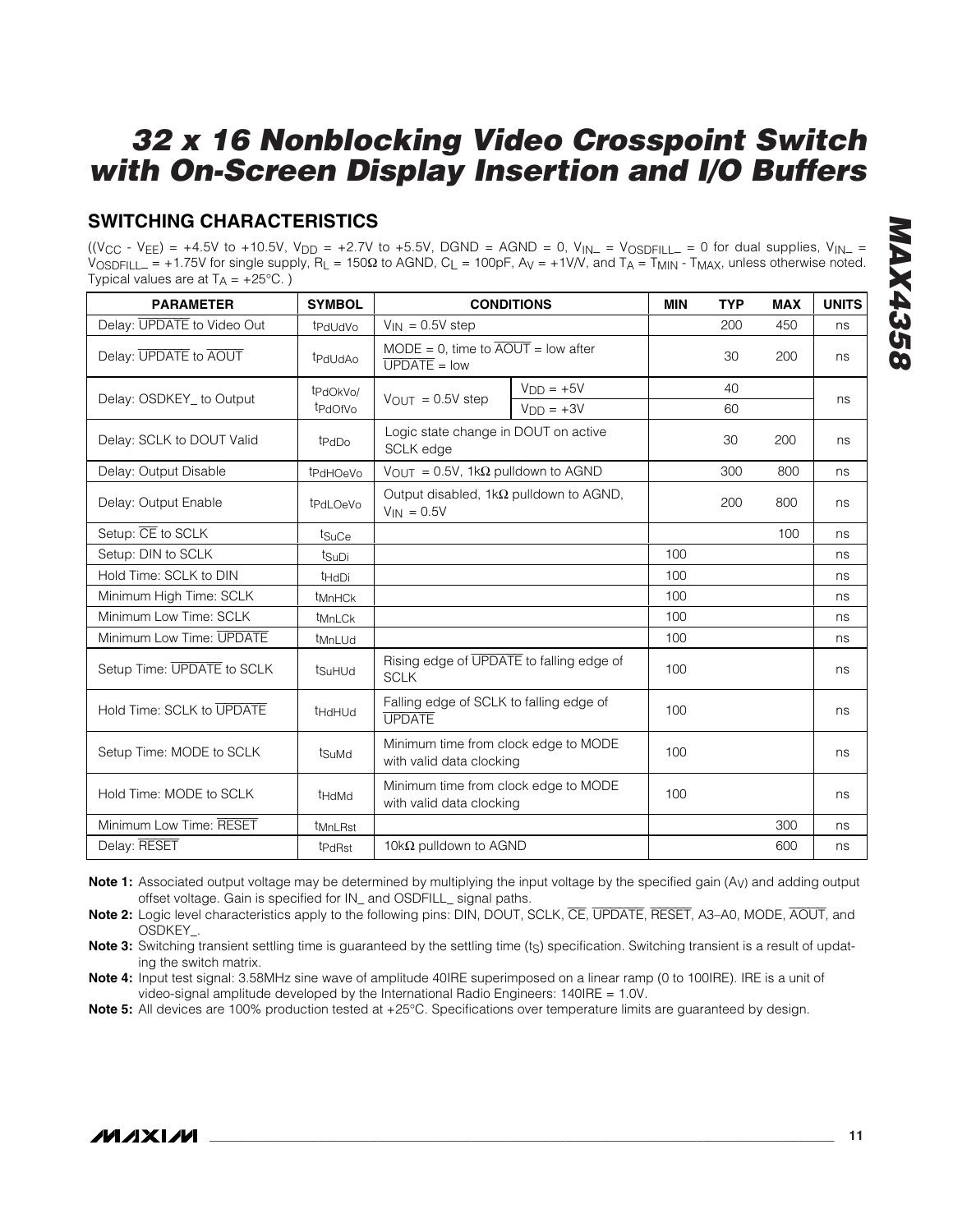## SWITCHING CHARACTERISTICS

(($V_{CC}$ - $V_{EE}$) = +4.5V to +10.5V, $V_{DD}$ = +2.7V to +5.5V, DGND = AGND = 0, $V_{IN\_}$ = $V_{OSDFILL\_}$ = 0 for dual supplies, $V_{IN\_}$ = $V_{OSDFILL\_}$ = +1.75V for single supply, $R_L$ = 150Ω to AGND, $C_L$ = 100pF, $A_V$ = +1V/V, and $T_A$ = $T_{MIN}$ - $T_{MAX}$, unless otherwise noted. Typical values are at $T_A$ = +25°C. )

| PARAMETER | SYMBOL | CONDITIONS | | MIN | TYP | MAX | UNITS |
|---|---|---|---|---|---|---|---|
| Delay: $\overline{UPDATE}$ to Video Out | $t_{PdUdVo}$ | $V_{IN}$ = 0.5V step | | | 200 | 450 | ns |
| Delay: $\overline{UPDATE}$ to $\overline{AOUT}$ | $t_{PdUdAo}$ | MODE = 0, time to $\overline{AOUT}$ = low after $\overline{UPDATE}$ = low | | | 30 | 200 | ns |
| Delay: OSDKEY_ to Output | $t_{PdOkVo}$/ $t_{PdOfVo}$ | $V_{OUT}$ = 0.5V step | $V_{DD}$ = +5V | | 40 | | ns |
| | | | $V_{DD}$ = +3V | | 60 | | |
| Delay: SCLK to DOUT Valid | $t_{PdDo}$ | Logic state change in DOUT on active SCLK edge | | | 30 | 200 | ns |
| Delay: Output Disable | $t_{PdHOeVo}$ | $V_{OUT}$ = 0.5V, 1kΩ pulldown to AGND | | | 300 | 800 | ns |
| Delay: Output Enable | $t_{PdLOeVo}$ | Output disabled, 1kΩ pulldown to AGND, $V_{IN}$ = 0.5V | | | 200 | 800 | ns |
| Setup: $\overline{CE}$ to SCLK | $t_{SuCe}$ | | | | | 100 | ns |
| Setup: DIN to SCLK | $t_{SuDi}$ | | | 100 | | | ns |
| Hold Time: SCLK to DIN | $t_{HdDi}$ | | | 100 | | | ns |
| Minimum High Time: SCLK | $t_{MnHCk}$ | | | 100 | | | ns |
| Minimum Low Time: SCLK | $t_{MnLCk}$ | | | 100 | | | ns |
| Minimum Low Time: $\overline{UPDATE}$ | $t_{MnLUd}$ | | | 100 | | | ns |
| Setup Time: $\overline{UPDATE}$ to SCLK | $t_{SuHUd}$ | Rising edge of $\overline{UPDATE}$ to falling edge of SCLK | | 100 | | | ns |
| Hold Time: SCLK to $\overline{UPDATE}$ | $t_{HdHUd}$ | Falling edge of SCLK to falling edge of $\overline{UPDATE}$ | | 100 | | | ns |
| Setup Time: MODE to SCLK | $t_{SuMd}$ | Minimum time from clock edge to MODE with valid data clocking | | 100 | | | ns |
| Hold Time: MODE to SCLK | $t_{HdMd}$ | Minimum time from clock edge to MODE with valid data clocking | | 100 | | | ns |
| Minimum Low Time: $\overline{RESET}$ | $t_{MnLRst}$ | | | | | 300 | ns |
| Delay: $\overline{RESET}$ | $t_{PdRst}$ | 10kΩ pulldown to AGND | | | | 600 | ns |

**Note 1:** Associated output voltage may be determined by multiplying the input voltage by the specified gain ($A_V$) and adding output offset voltage. Gain is specified for IN_ and OSDFILL_ signal paths.

**Note 2:** Logic level characteristics apply to the following pins: DIN, DOUT, SCLK, $\overline{CE}$, $\overline{UPDATE}$, $\overline{RESET}$, A3–A0, MODE, $\overline{AOUT}$, and OSDKEY_.

**Note 3:** Switching transient settling time is guaranteed by the settling time ($t_S$) specification. Switching transient is a result of updating the switch matrix.

**Note 4:** Input test signal: 3.58MHz sine wave of amplitude 40IRE superimposed on a linear ramp (0 to 100IRE). IRE is a unit of video-signal amplitude developed by the International Radio Engineers: 140IRE = 1.0V.

**Note 5:** All devices are 100% production tested at +25°C. Specifications over temperature limits are guaranteed by design.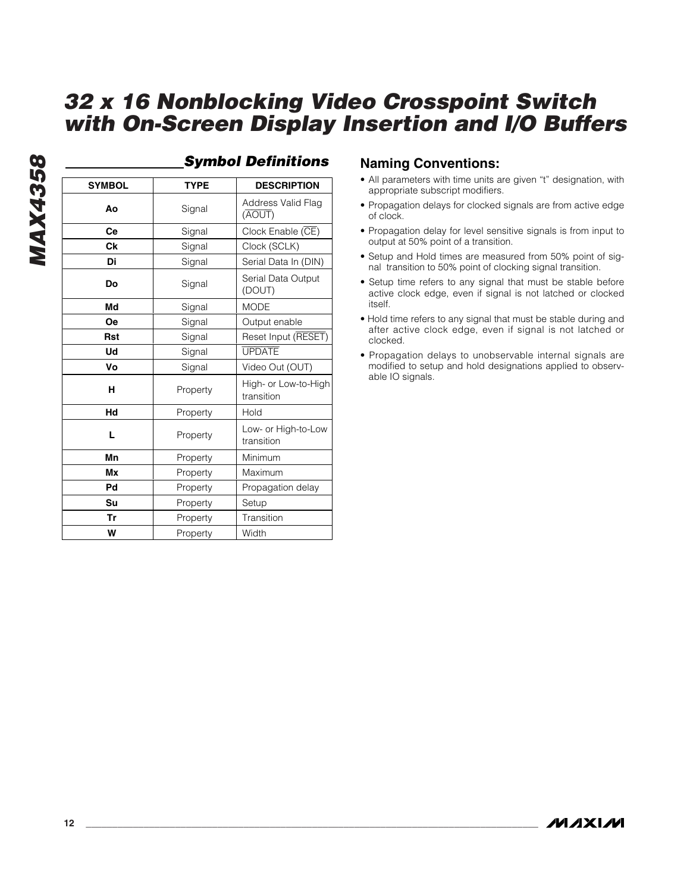## Symbol Definitions

| SYMBOL | TYPE | DESCRIPTION |
|---|---|---|
| Ao | Signal | Address Valid Flag ($\overline{AOUT}$) |
| Ce | Signal | Clock Enable ($\overline{CE}$) |
| Ck | Signal | Clock (SCLK) |
| Di | Signal | Serial Data In (DIN) |
| Do | Signal | Serial Data Output (DOUT) |
| Md | Signal | MODE |
| Oe | Signal | Output enable |
| Rst | Signal | Reset Input ($\overline{RESET}$) |
| Ud | Signal | $\overline{UPDATE}$ |
| Vo | Signal | Video Out (OUT) |
| H | Property | High- or Low-to-High transition |
| Hd | Property | Hold |
| L | Property | Low- or High-to-Low transition |
| Mn | Property | Minimum |
| Mx | Property | Maximum |
| Pd | Property | Propagation delay |
| Su | Property | Setup |
| Tr | Property | Transition |
| W | Property | Width |

## Naming Conventions:

- All parameters with time units are given "t" designation, with appropriate subscript modifiers.
- Propagation delays for clocked signals are from active edge of clock.
- Propagation delay for level sensitive signals is from input to output at 50% point of a transition.
- Setup and Hold times are measured from 50% point of signal transition to 50% point of clocking signal transition.
- Setup time refers to any signal that must be stable before active clock edge, even if signal is not latched or clocked itself.
- Hold time refers to any signal that must be stable during and after active clock edge, even if signal is not latched or clocked.
- Propagation delays to unobservable internal signals are modified to setup and hold designations applied to observable IO signals.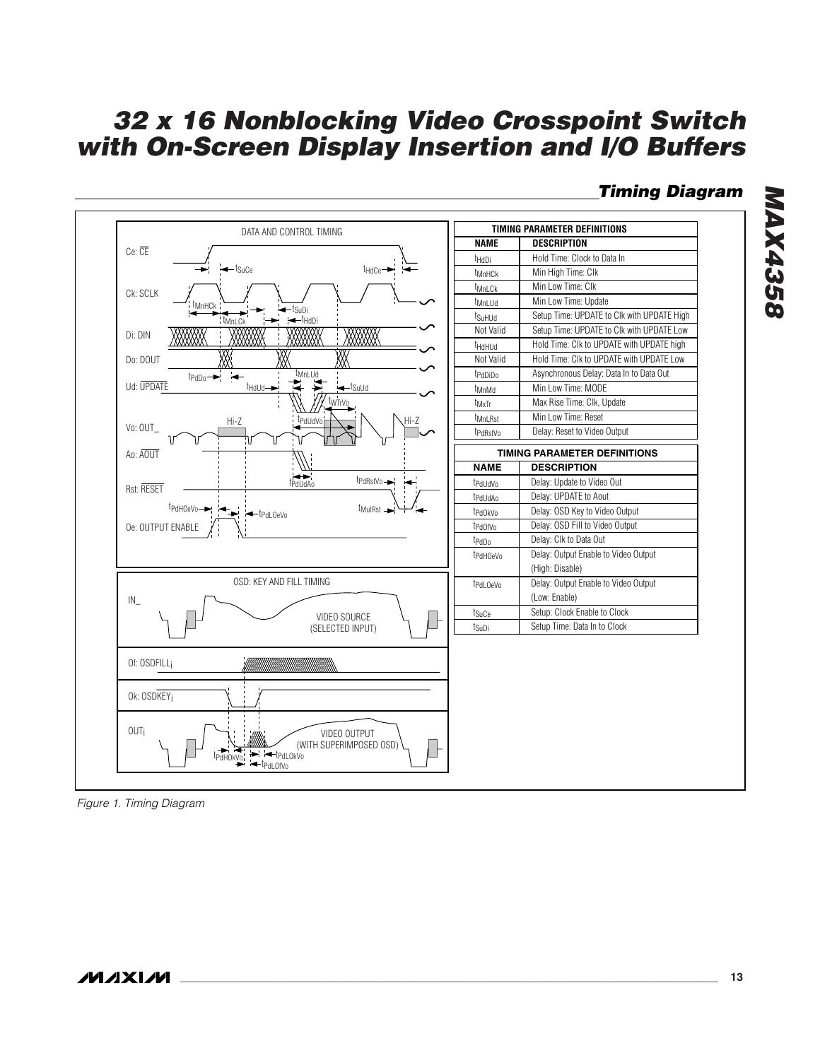## Timing Diagram

| TIMING PARAMETER DEFINITIONS | |
|---|---|
| **NAME** | **DESCRIPTION** |
| $t_{HdDi}$ | Hold Time: Clock to Data In |
| $t_{MnHCk}$ | Min High Time: Clk |
| $t_{MnLCk}$ | Min Low Time: Clk |
| $t_{MnLUd}$ | Min Low Time: Update |
| $t_{SuHUd}$ | Setup Time: UPDATE to Clk with UPDATE High |
| Not Valid | Setup Time: UPDATE to Clk with UPDATE Low |
| $t_{HdHUd}$ | Hold Time: Clk to UPDATE with UPDATE high |
| Not Valid | Hold Time: Clk to UPDATE with UPDATE Low |
| $t_{PdDiDo}$ | Asynchronous Delay: Data In to Data Out |
| $t_{MnMd}$ | Min Low Time: MODE |
| $t_{MxTr}$ | Max Rise Time: Clk, Update |
| $t_{MnLRst}$ | Min Low Time: Reset |
| $t_{PdRstVo}$ | Delay: Reset to Video Output |

| TIMING PARAMETER DEFINITIONS | |
|---|---|
| **NAME** | **DESCRIPTION** |
| $t_{PdUdVo}$ | Delay: Update to Video Out |
| $t_{PdUdAo}$ | Delay: UPDATE to Aout |
| $t_{PdOkVo}$ | Delay: OSD Key to Video Output |
| $t_{PdOfVo}$ | Delay: OSD Fill to Video Output |
| $t_{PdDo}$ | Delay: Clk to Data Out |
| $t_{PdHOeVo}$ | Delay: Output Enable to Video Output (High: Disable) |
| $t_{PdLOeVo}$ | Delay: Output Enable to Video Output (Low: Enable) |
| $t_{SuCe}$ | Setup: Clock Enable to Clock |
| $t_{SuDi}$ | Setup Time: Data In to Clock |

*Figure 1. Timing Diagram*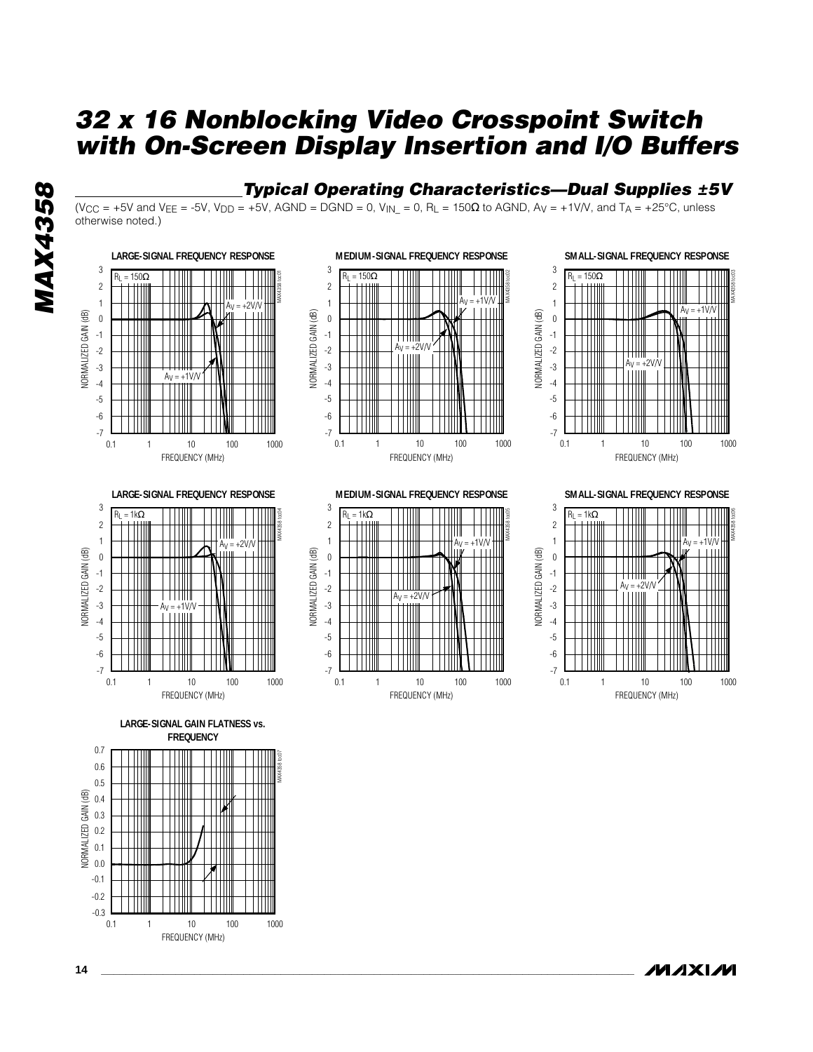## Typical Operating Characteristics—Dual Supplies ±5V

($V_{CC}$ = +5V and $V_{EE}$ = -5V, $V_{DD}$ = +5V, AGND = DGND = 0, $V_{IN\_}$ = 0, $R_L$ = 150Ω to AGND, $A_V$ = +1V/V, and $T_A$ = +25°C, unless otherwise noted.)

**LARGE-SIGNAL FREQUENCY RESPONSE**

MAX4358 toc01

$R_L$ = 150Ω

$A_V$ = +2V/V

$A_V$ = +1V/V

NORMALIZED GAIN (dB)

3, 2, 1, 0, -1, -2, -3, -4, -5, -6, -7

FREQUENCY (MHz)

0.1, 1, 10, 100, 1000

**MEDIUM-SIGNAL FREQUENCY RESPONSE**

MAX4358 toc02

$R_L$ = 150Ω

$A_V$ = +1V/V

$A_V$ = +2V/V

NORMALIZED GAIN (dB)

3, 2, 1, 0, -1, -2, -3, -4, -5, -6, -7

FREQUENCY (MHz)

0.1, 1, 10, 100, 1000

**SMALL-SIGNAL FREQUENCY RESPONSE**

MAX4358 toc03

$R_L$ = 150Ω

$A_V$ = +1V/V

$A_V$ = +2V/V

NORMALIZED GAIN (dB)

3, 2, 1, 0, -1, -2, -3, -4, -5, -6, -7

FREQUENCY (MHz)

0.1, 1, 10, 100, 1000

**LARGE-SIGNAL FREQUENCY RESPONSE**

MAX4358 toc04

$R_L$ = 1kΩ

$A_V$ = +2V/V

$A_V$ = +1V/V

NORMALIZED GAIN (dB)

3, 2, 1, 0, -1, -2, -3, -4, -5, -6, -7

FREQUENCY (MHz)

0.1, 1, 10, 100, 1000

**MEDIUM-SIGNAL FREQUENCY RESPONSE**

MAX4358 toc05

$R_L$ = 1kΩ

$A_V$ = +1V/V

$A_V$ = +2V/V

NORMALIZED GAIN (dB)

3, 2, 1, 0, -1, -2, -3, -4, -5, -6, -7

FREQUENCY (MHz)

0.1, 1, 10, 100, 1000

**SMALL-SIGNAL FREQUENCY RESPONSE**

MAX4358 toc06

$R_L$ = 1kΩ

$A_V$ = +1V/V

$A_V$ = +2V/V

NORMALIZED GAIN (dB)

3, 2, 1, 0, -1, -2, -3, -4, -5, -6, -7

FREQUENCY (MHz)

0.1, 1, 10, 100, 1000

**LARGE-SIGNAL GAIN FLATNESS vs. FREQUENCY**

MAX4358 toc07

NORMALIZED GAIN (dB)

0.7, 0.6, 0.5, 0.4, 0.3, 0.2, 0.1, 0.0, -0.1, -0.2, -0.3

FREQUENCY (MHz)

0.1, 1, 10, 100, 1000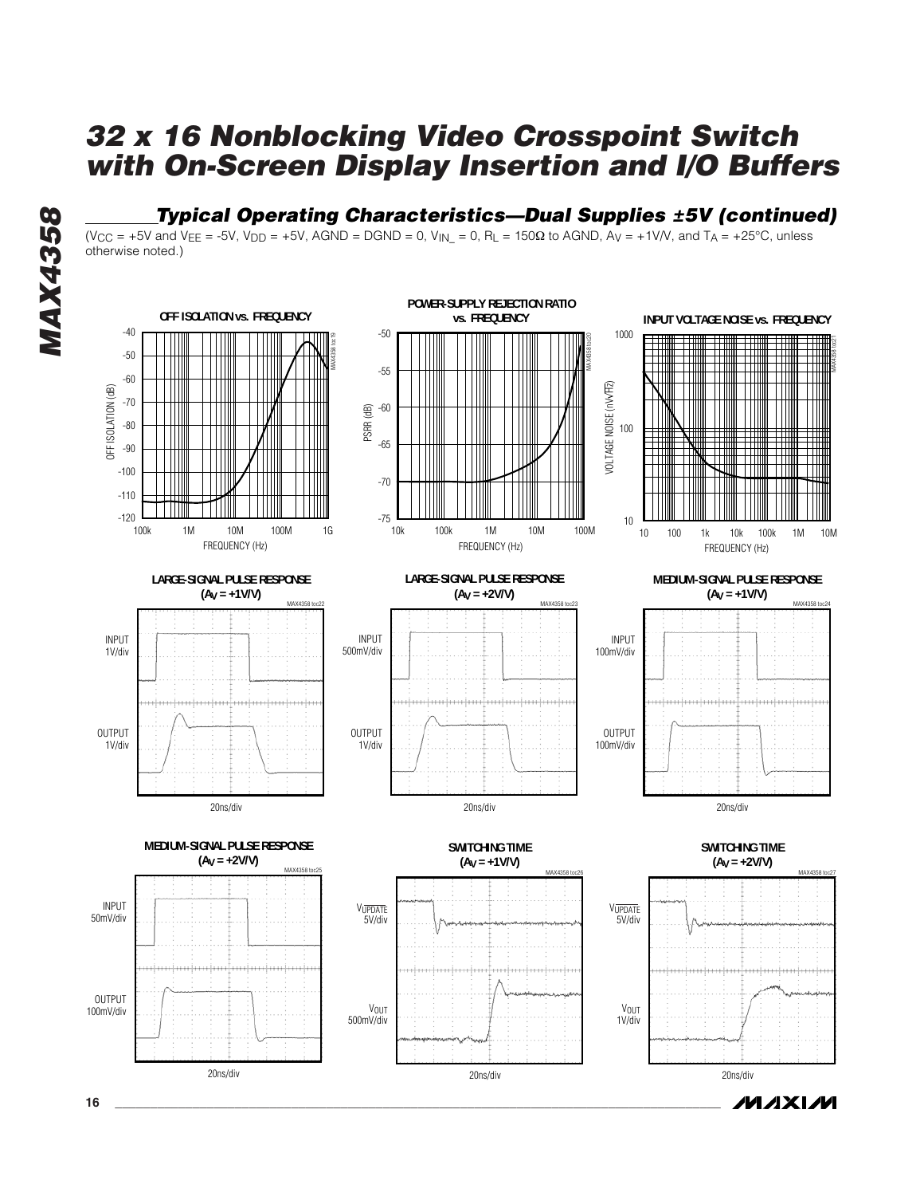## Typical Operating Characteristics—Dual Supplies ±5V (continued)

($V_{CC}$ = +5V and $V_{EE}$ = -5V, $V_{DD}$ = +5V, AGND = DGND = 0, $V_{IN\_}$ = 0, $R_L$ = 150Ω to AGND, $A_V$ = +1V/V, and $T_A$ = +25°C, unless otherwise noted.)

OFF ISOLATION vs. FREQUENCY

POWER-SUPPLY REJECTION RATIO vs. FREQUENCY

INPUT VOLTAGE NOISE vs. FREQUENCY

LARGE-SIGNAL PULSE RESPONSE ($A_V$ = +1V/V)

LARGE-SIGNAL PULSE RESPONSE ($A_V$ = +2V/V)

MEDIUM-SIGNAL PULSE RESPONSE ($A_V$ = +1V/V)

MEDIUM-SIGNAL PULSE RESPONSE ($A_V$ = +2V/V)

SWITCHING TIME ($A_V$ = +1V/V)

SWITCHING TIME ($A_V$ = +2V/V)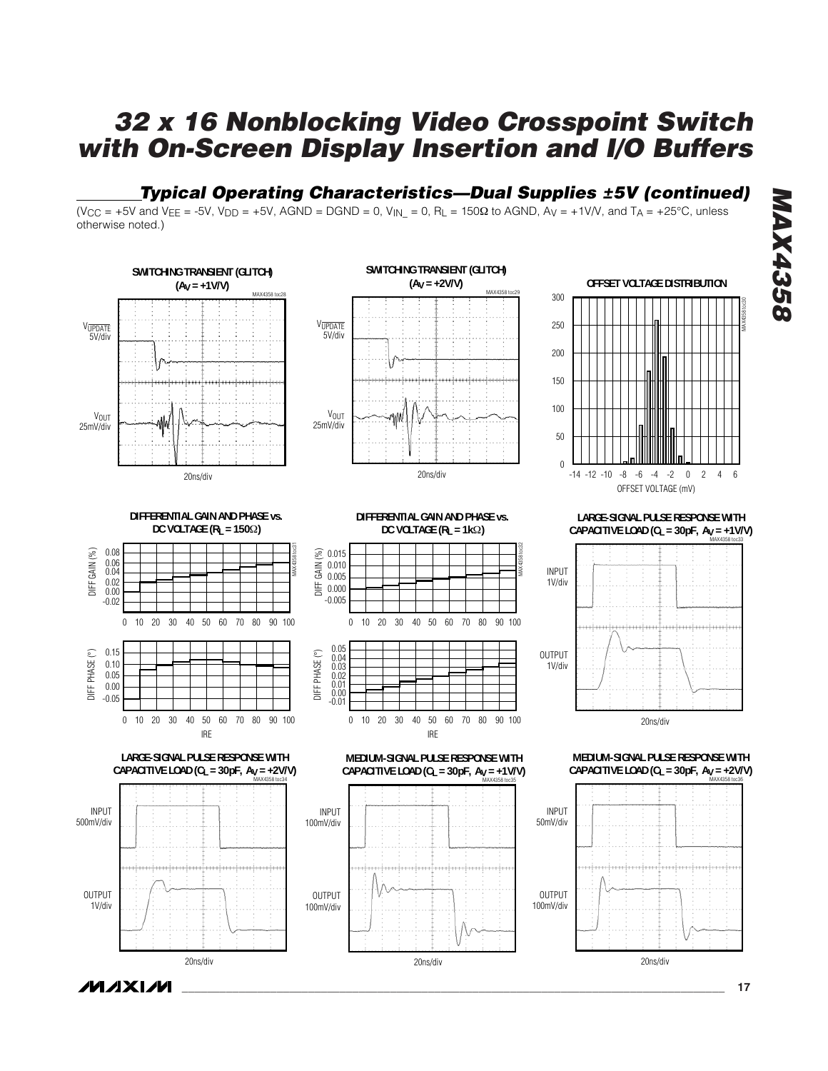## Typical Operating Characteristics—Dual Supplies ±5V (continued)

($V_{CC}$ = +5V and $V_{EE}$ = -5V, $V_{DD}$ = +5V, AGND = DGND = 0, $V_{IN\_}$ = 0, $R_L$ = 150Ω to AGND, $A_V$ = +1V/V, and $T_A$ = +25°C, unless otherwise noted.)

SWITCHING TRANSIENT (GLITCH) ($A_V$ = +1V/V)

SWITCHING TRANSIENT (GLITCH) ($A_V$ = +2V/V)

OFFSET VOLTAGE DISTRIBUTION

DIFFERENTIAL GAIN AND PHASE vs. DC VOLTAGE ($R_L$ = 150Ω)

DIFFERENTIAL GAIN AND PHASE vs. DC VOLTAGE ($R_L$ = 1kΩ)

LARGE-SIGNAL PULSE RESPONSE WITH CAPACITIVE LOAD ($C_L$ = 30pF, $A_V$ = +1V/V)

LARGE-SIGNAL PULSE RESPONSE WITH CAPACITIVE LOAD ($C_L$ = 30pF, $A_V$ = +2V/V)

MEDIUM-SIGNAL PULSE RESPONSE WITH CAPACITIVE LOAD ($C_L$ = 30pF, $A_V$ = +1V/V)

MEDIUM-SIGNAL PULSE RESPONSE WITH CAPACITIVE LOAD ($C_L$ = 30pF, $A_V$ = +2V/V)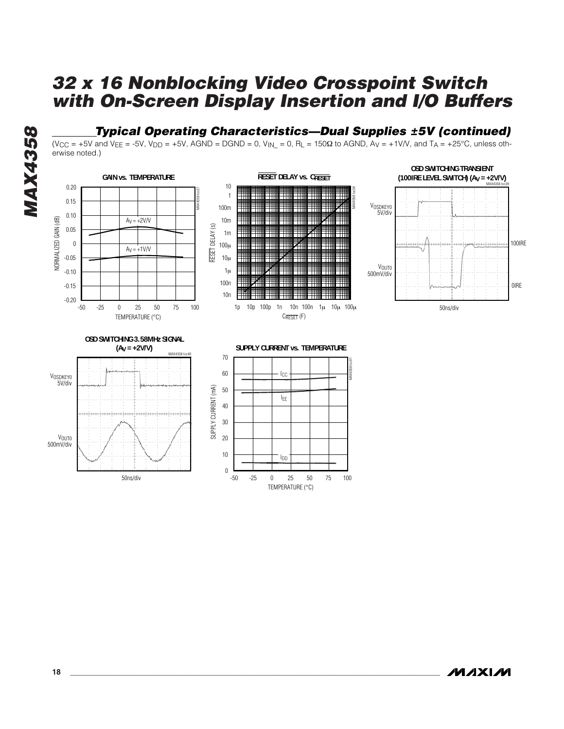## Typical Operating Characteristics—Dual Supplies ±5V (continued)

($V_{CC}$ = +5V and $V_{EE}$ = -5V, $V_{DD}$ = +5V, AGND = DGND = 0, $V_{IN\_}$ = 0, $R_L$ = 150Ω to AGND, $A_V$ = +1V/V, and $T_A$ = +25°C, unless otherwise noted.)

GAIN vs. TEMPERATURE

RESET DELAY vs. $C_{\overline{RESET}}$

OSD SWITCHING TRANSIENT (100IRE LEVEL SWITCH) ($A_V$ = +2V/V)

OSD SWITCHING 3.58MHz SIGNAL ($A_V$ = +2V/V)

SUPPLY CURRENT vs. TEMPERATURE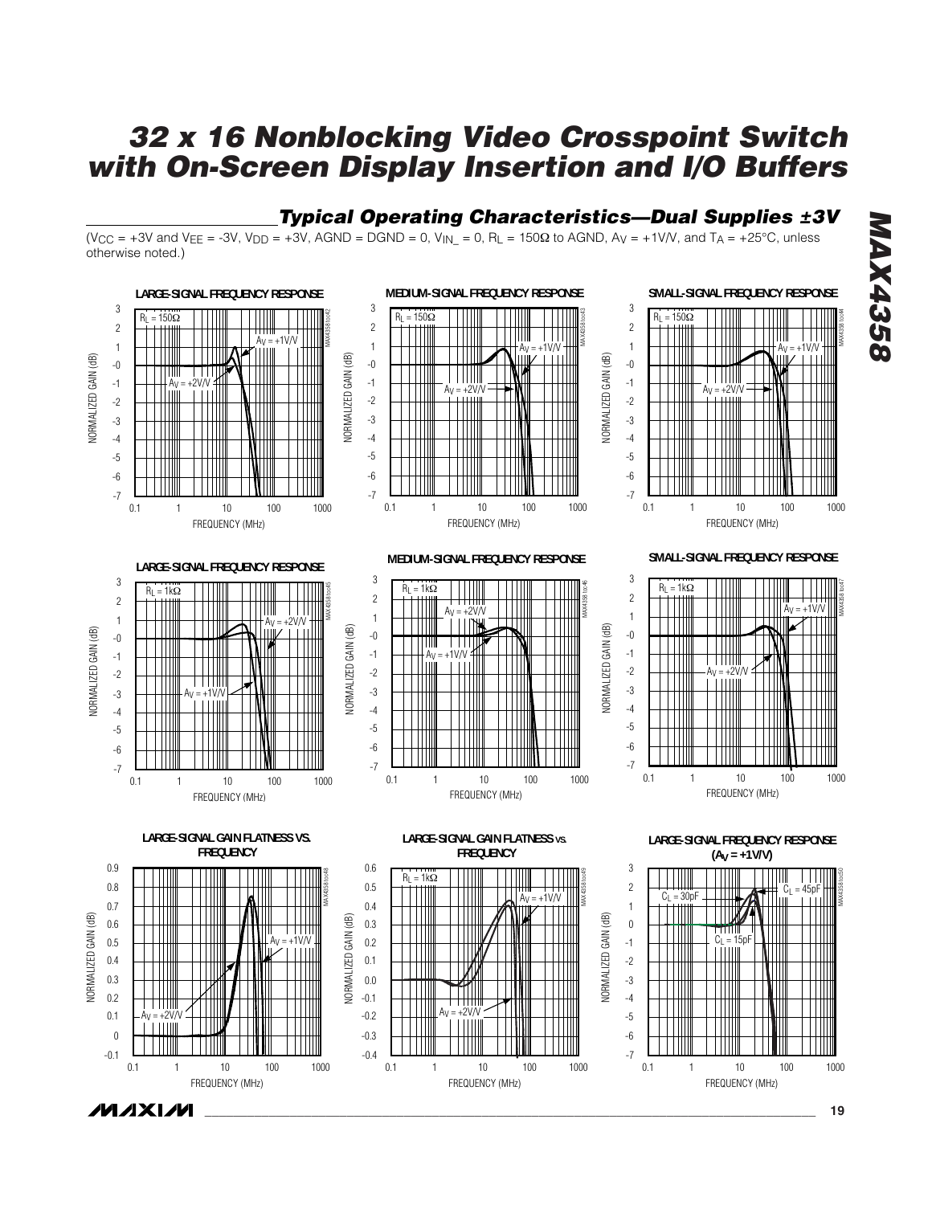## Typical Operating Characteristics—Dual Supplies ±3V

($V_{CC}$ = +3V and $V_{EE}$ = -3V, $V_{DD}$ = +3V, AGND = DGND = 0, $V_{IN\_}$ = 0, $R_L$ = 150Ω to AGND, $A_V$ = +1V/V, and $T_A$ = +25°C, unless otherwise noted.)

LARGE-SIGNAL FREQUENCY RESPONSE

MEDIUM-SIGNAL FREQUENCY RESPONSE

SMALL-SIGNAL FREQUENCY RESPONSE

LARGE-SIGNAL FREQUENCY RESPONSE

MEDIUM-SIGNAL FREQUENCY RESPONSE

SMALL-SIGNAL FREQUENCY RESPONSE

LARGE-SIGNAL GAIN FLATNESS VS. FREQUENCY

LARGE-SIGNAL GAIN FLATNESS vs. FREQUENCY

LARGE-SIGNAL FREQUENCY RESPONSE ($A_V$ = +1V/V)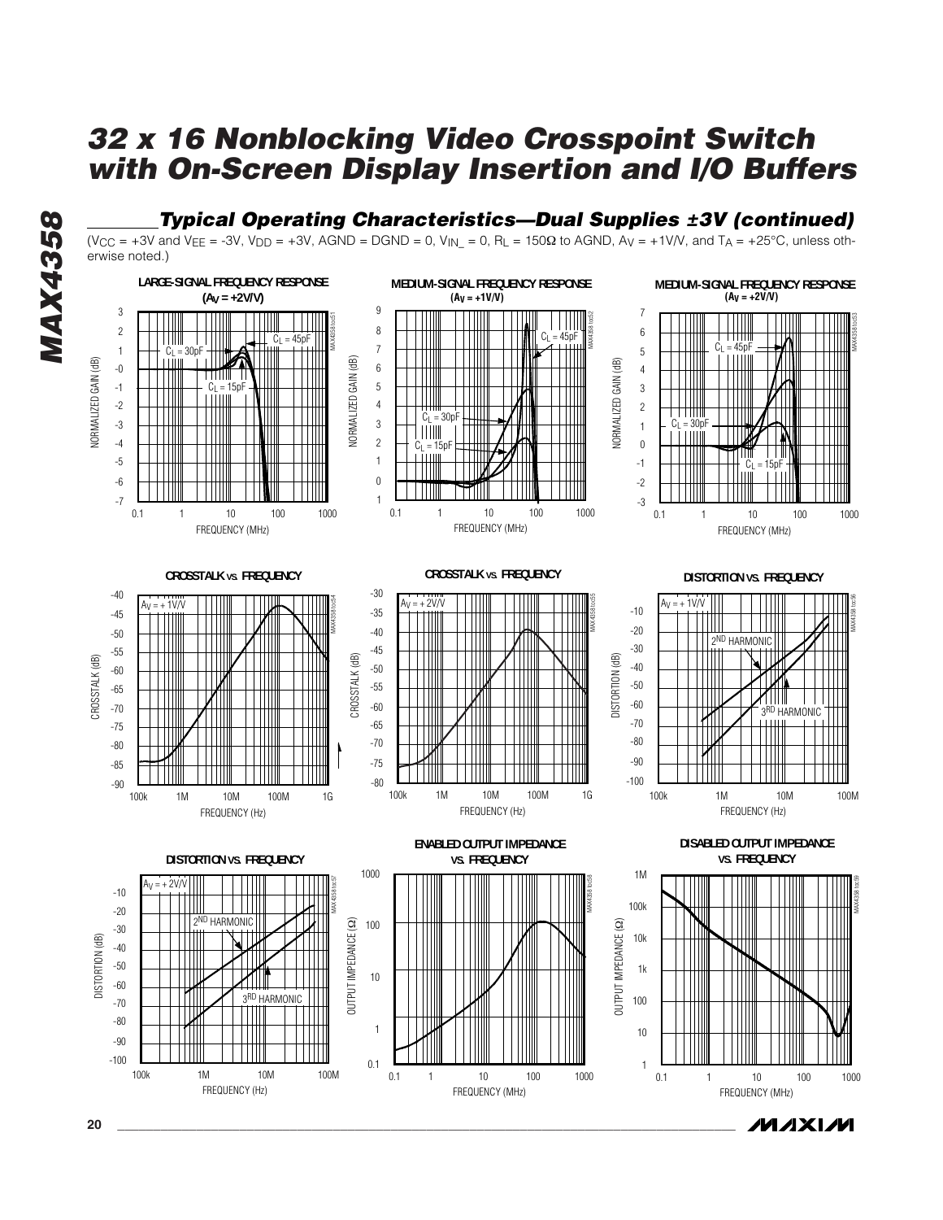## Typical Operating Characteristics—Dual Supplies ±3V (continued)

($V_{CC}$ = +3V and $V_{EE}$ = -3V, $V_{DD}$ = +3V, AGND = DGND = 0, $V_{IN\_}$ = 0, $R_L$ = 150Ω to AGND, $A_V$ = +1V/V, and $T_A$ = +25°C, unless otherwise noted.)

**LARGE-SIGNAL FREQUENCY RESPONSE ($A_V$ = +2V/V)**

**MEDIUM-SIGNAL FREQUENCY RESPONSE ($A_V$ = +1V/V)**

**MEDIUM-SIGNAL FREQUENCY RESPONSE ($A_V$ = +2V/V)**

**CROSSTALK vs. FREQUENCY**

**CROSSTALK vs. FREQUENCY**

**DISTORTION vs. FREQUENCY**

**DISTORTION vs. FREQUENCY**

**ENABLED OUTPUT IMPEDANCE vs. FREQUENCY**

**DISABLED OUTPUT IMPEDANCE vs. FREQUENCY**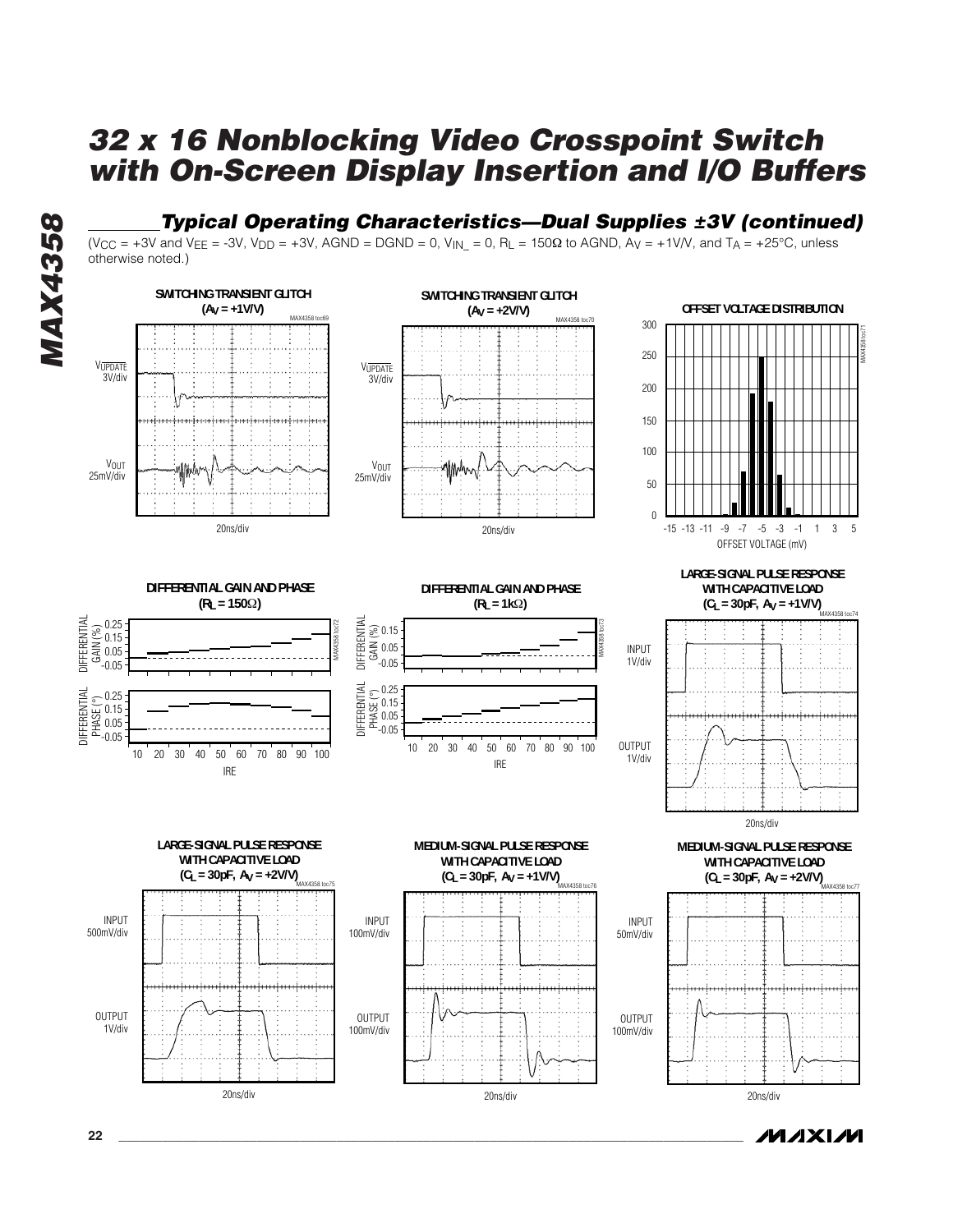## Typical Operating Characteristics—Dual Supplies ±3V (continued)

($V_{CC}$ = +3V and $V_{EE}$ = -3V, $V_{DD}$ = +3V, AGND = DGND = 0, $V_{IN\_}$ = 0, $R_L$ = 150Ω to AGND, $A_V$ = +1V/V, and $T_A$ = +25°C, unless otherwise noted.)

**SWITCHING TRANSIENT GLITCH ($A_V$ = +1V/V)**

MAX4358 toc69

$V_{\overline{UPDATE}}$ 3V/div

$V_{OUT}$ 25mV/div

20ns/div

**SWITCHING TRANSIENT GLITCH ($A_V$ = +2V/V)**

MAX4358 toc70

$V_{\overline{UPDATE}}$ 3V/div

$V_{OUT}$ 25mV/div

20ns/div

**OFFSET VOLTAGE DISTRIBUTION**

MAX4358 toc71

0, 50, 100, 150, 200, 250, 300

-15 -13 -11 -9 -7 -5 -3 -1 1 3 5

OFFSET VOLTAGE (mV)

**DIFFERENTIAL GAIN AND PHASE ($R_L$ = 150Ω)**

MAX4358 toc72

DIFFERENTIAL GAIN (%): -0.05, 0.05, 0.15, 0.25

DIFFERENTIAL PHASE (°): -0.05, 0.05, 0.15, 0.25

10 20 30 40 50 60 70 80 90 100

IRE

**DIFFERENTIAL GAIN AND PHASE ($R_L$ = 1kΩ)**

MAX4358 toc73

DIFFERENTIAL GAIN (%): -0.05, 0.05, 0.15

DIFFERENTIAL PHASE (°): -0.05, 0.05, 0.15, 0.25

10 20 30 40 50 60 70 80 90 100

IRE

**LARGE-SIGNAL PULSE RESPONSE WITH CAPACITIVE LOAD ($C_L$ = 30pF, $A_V$ = +1V/V)**

MAX4358 toc74

INPUT 1V/div

OUTPUT 1V/div

20ns/div

**LARGE-SIGNAL PULSE RESPONSE WITH CAPACITIVE LOAD ($C_L$ = 30pF, $A_V$ = +2V/V)**

MAX4358 toc75

INPUT 500mV/div

OUTPUT 1V/div

20ns/div

**MEDIUM-SIGNAL PULSE RESPONSE WITH CAPACITIVE LOAD ($C_L$ = 30pF, $A_V$ = +1V/V)**

MAX4358 toc76

INPUT 100mV/div

OUTPUT 100mV/div

20ns/div

**MEDIUM-SIGNAL PULSE RESPONSE WITH CAPACITIVE LOAD ($C_L$ = 30pF, $A_V$ = +2V/V)**

MAX4358 toc77

INPUT 50mV/div

OUTPUT 100mV/div

20ns/div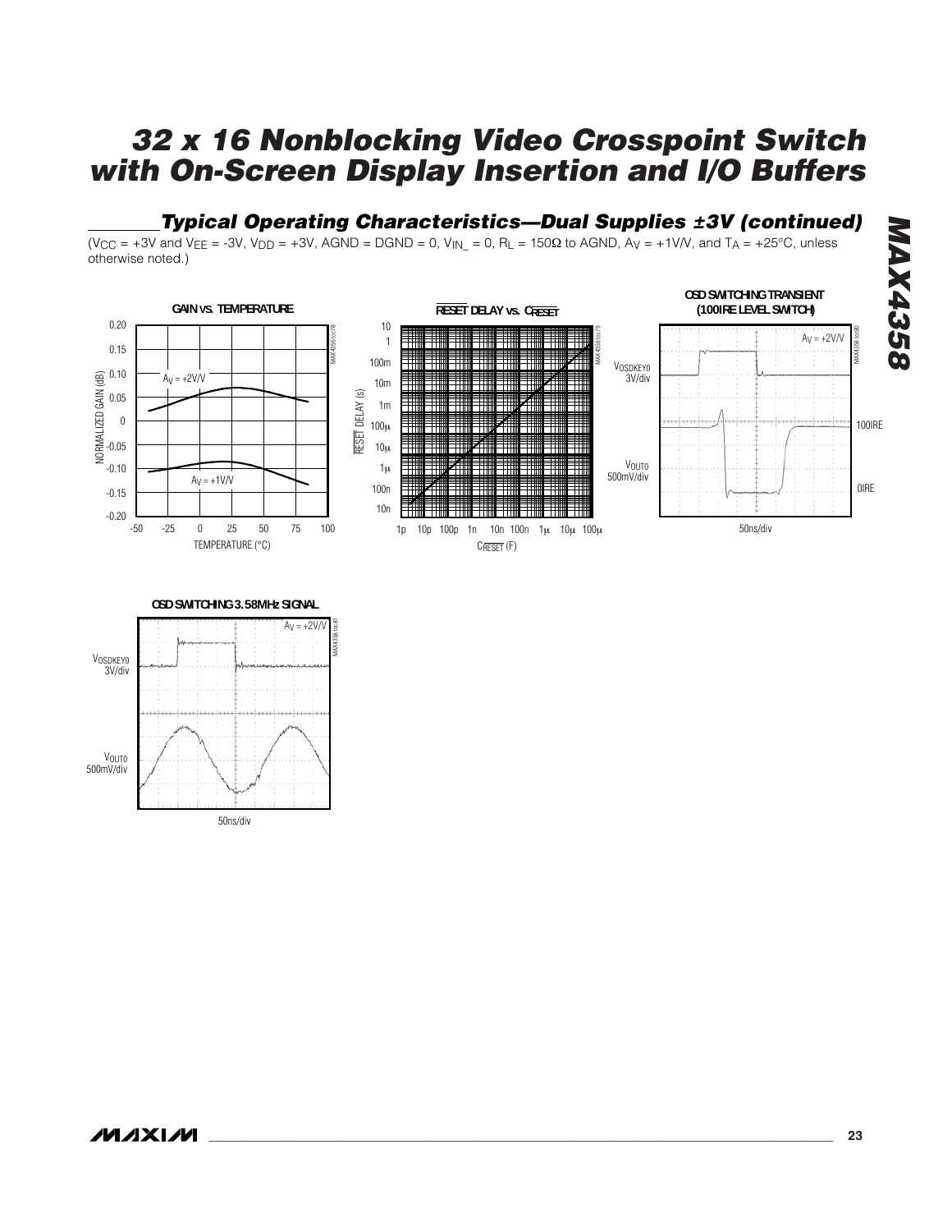## Typical Operating Characteristics—Dual Supplies ±3V (continued)

($V_{CC}$ = +3V and $V_{EE}$ = -3V, $V_{DD}$ = +3V, AGND = DGND = 0, $V_{IN\_}$ = 0, $R_L$ = 150Ω to AGND, $A_V$ = +1V/V, and $T_A$ = +25°C, unless otherwise noted.)

**GAIN vs. TEMPERATURE**

**RESET DELAY vs. C RESET**

**OSD SWITCHING TRANSIENT (100IRE LEVEL SWITCH)**

**OSD SWITCHING 3.58MHz SIGNAL**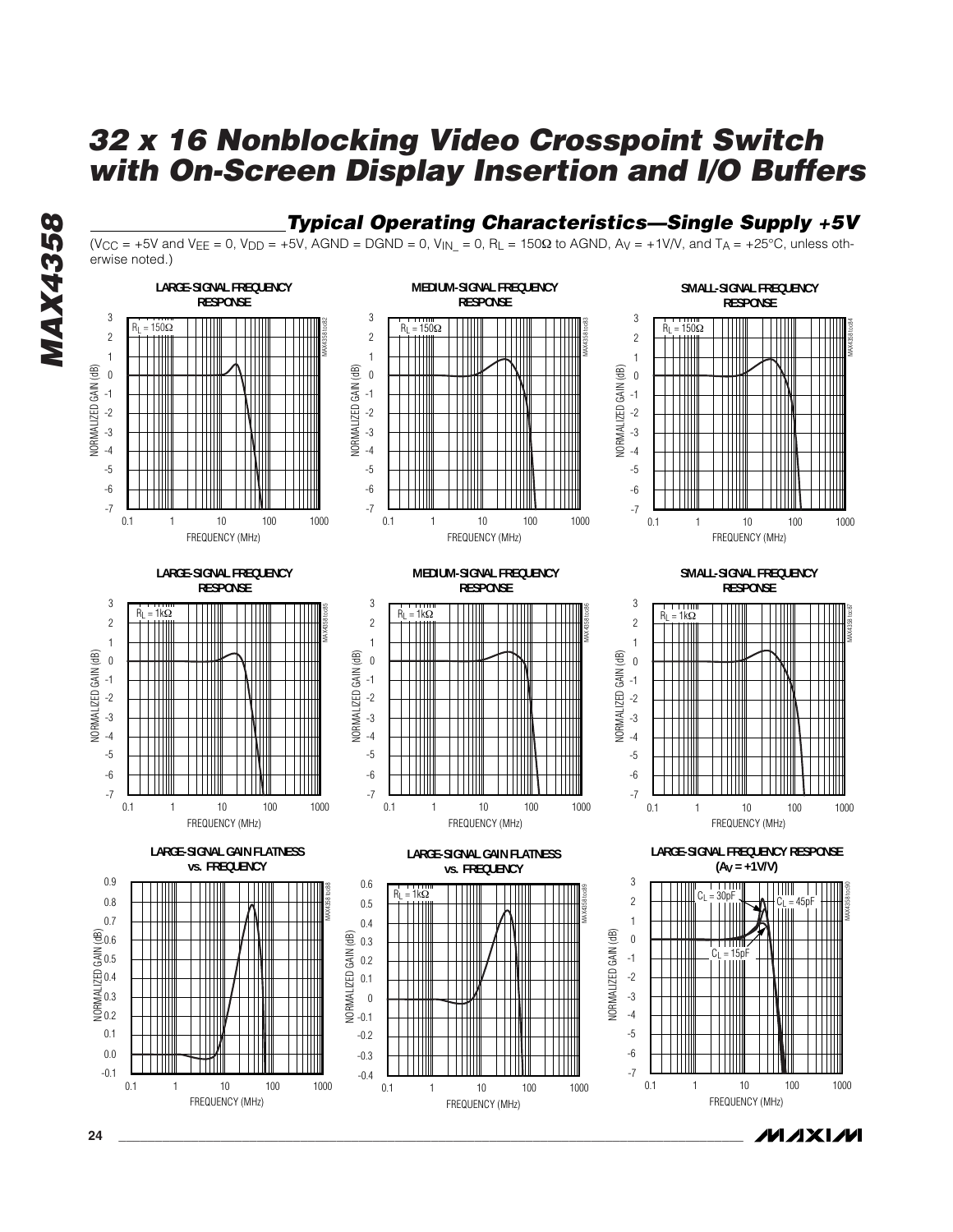## Typical Operating Characteristics—Single Supply +5V

($V_{CC}$ = +5V and $V_{EE}$ = 0, $V_{DD}$ = +5V, AGND = DGND = 0, $V_{IN\_}$ = 0, $R_L$ = 150Ω to AGND, $A_V$ = +1V/V, and $T_A$ = +25°C, unless otherwise noted.)

**LARGE-SIGNAL FREQUENCY RESPONSE** ($R_L$ = 150Ω)

**MEDIUM-SIGNAL FREQUENCY RESPONSE** ($R_L$ = 150Ω)

**SMALL-SIGNAL FREQUENCY RESPONSE** ($R_L$ = 150Ω)

**LARGE-SIGNAL FREQUENCY RESPONSE** ($R_L$ = 1kΩ)

**MEDIUM-SIGNAL FREQUENCY RESPONSE** ($R_L$ = 1kΩ)

**SMALL-SIGNAL FREQUENCY RESPONSE** ($R_L$ = 1kΩ)

**LARGE-SIGNAL GAIN FLATNESS vs. FREQUENCY**

**LARGE-SIGNAL GAIN FLATNESS vs. FREQUENCY** ($R_L$ = 1kΩ)

**LARGE-SIGNAL FREQUENCY RESPONSE ($A_V$ = +1V/V)** ($C_L$ = 15pF, $C_L$ = 30pF, $C_L$ = 45pF)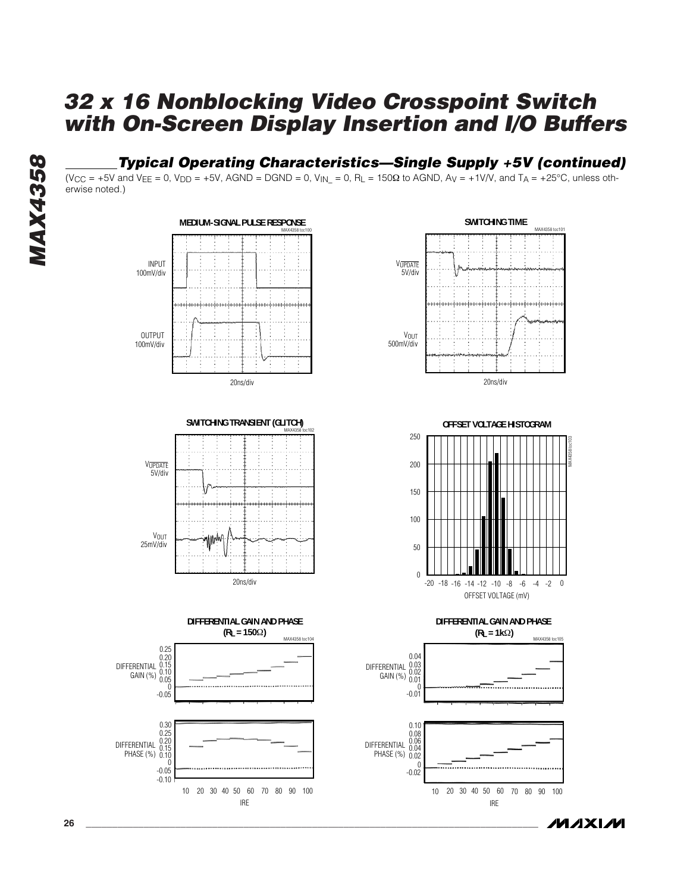## Typical Operating Characteristics—Single Supply +5V (continued)

($V_{CC}$ = +5V and $V_{EE}$ = 0, $V_{DD}$ = +5V, AGND = DGND = 0, $V_{IN\_}$ = 0, $R_L$ = 150Ω to AGND, $A_V$ = +1V/V, and $T_A$ = +25°C, unless otherwise noted.)

**MEDIUM-SIGNAL PULSE RESPONSE** (MAX4358 toc100)

INPUT 100mV/div

OUTPUT 100mV/div

20ns/div

**SWITCHING TIME** (MAX4358 toc101)

$V_{\overline{UPDATE}}$ 5V/div

$V_{OUT}$ 500mV/div

20ns/div

**SWITCHING TRANSIENT (GLITCH)** (MAX4358 toc102)

$V_{\overline{UPDATE}}$ 5V/div

$V_{OUT}$ 25mV/div

20ns/div

**OFFSET VOLTAGE HISTOGRAM** (MAX4358 toc103)

OFFSET VOLTAGE (mV)

**DIFFERENTIAL GAIN AND PHASE ($R_L$ = 150Ω)** (MAX4358 toc104)

DIFFERENTIAL GAIN (%)

DIFFERENTIAL PHASE (%)

IRE

**DIFFERENTIAL GAIN AND PHASE ($R_L$ = 1kΩ)** (MAX4358 toc105)

DIFFERENTIAL GAIN (%)

DIFFERENTIAL PHASE (%)

IRE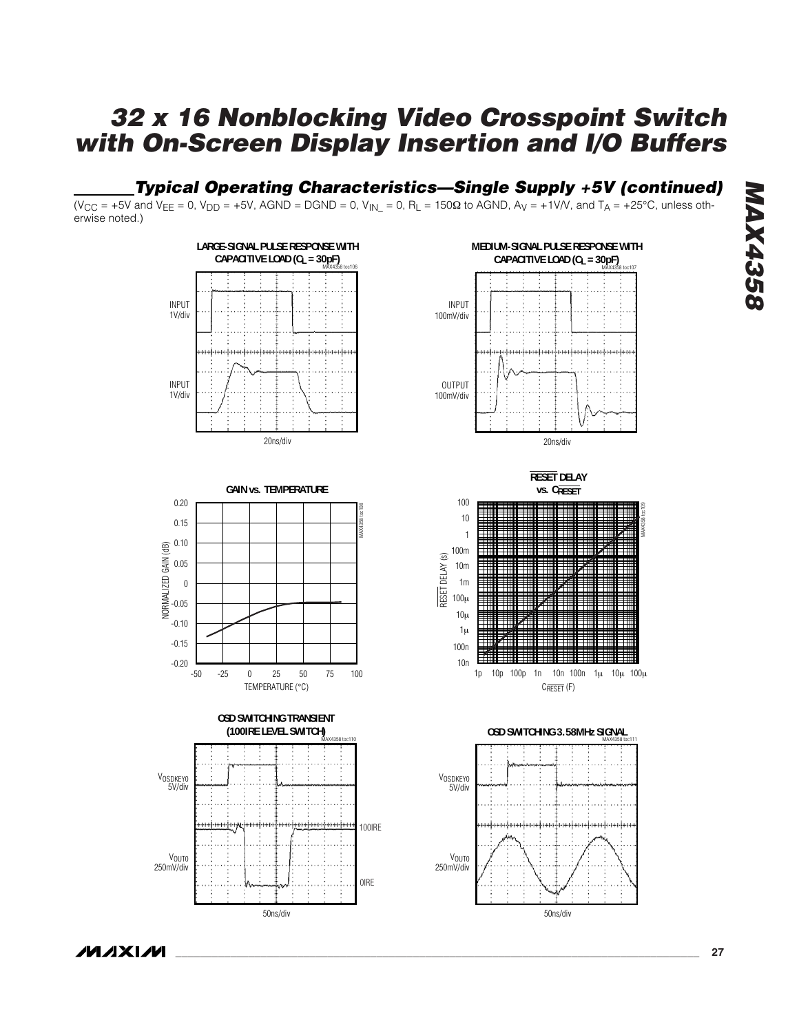## Typical Operating Characteristics—Single Supply +5V (continued)

($V_{CC}$ = +5V and $V_{EE}$ = 0, $V_{DD}$ = +5V, AGND = DGND = 0, $V_{IN\_}$ = 0, $R_L$ = 150Ω to AGND, $A_V$ = +1V/V, and $T_A$ = +25°C, unless otherwise noted.)

**LARGE-SIGNAL PULSE RESPONSE WITH CAPACITIVE LOAD ($C_L$ = 30pF)**

INPUT 1V/div
INPUT 1V/div
20ns/div

**MEDIUM-SIGNAL PULSE RESPONSE WITH CAPACITIVE LOAD ($C_L$ = 30pF)**

INPUT 100mV/div
OUTPUT 100mV/div
20ns/div

**GAIN vs. TEMPERATURE**

NORMALIZED GAIN (dB): -0.20 to 0.20
TEMPERATURE (°C): -50 to 100

**RESET DELAY vs. $C_{\overline{RESET}}$**

$\overline{RESET}$ DELAY (s): 10n to 100
$C_{\overline{RESET}}$ (F): 1p to 100μ

**OSD SWITCHING TRANSIENT (100IRE LEVEL SWITCH)**

$V_{OSDKEY0}$ 5V/div
$V_{OUT0}$ 250mV/div
100IRE
0IRE
50ns/div

**OSD SWITCHING 3.58MHz SIGNAL**

$V_{OSDKEY0}$ 5V/div
$V_{OUT0}$ 250mV/div
50ns/div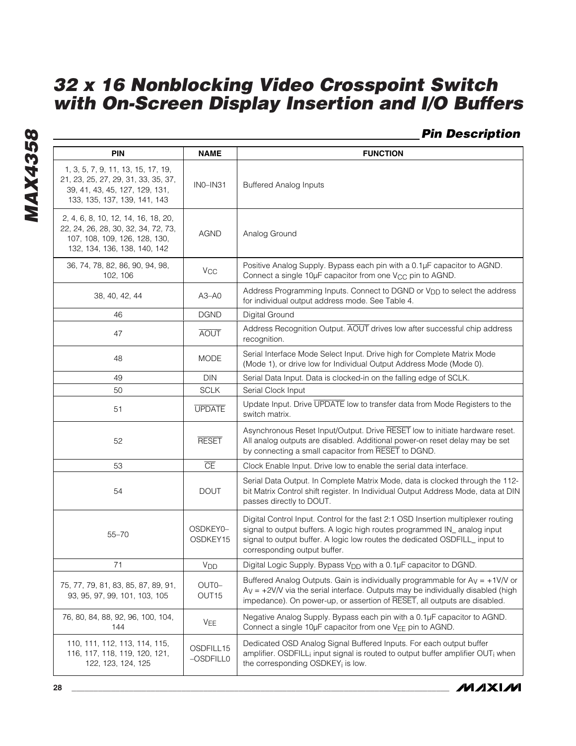## Pin Description

| PIN | NAME | FUNCTION |
|---|---|---|
| 1, 3, 5, 7, 9, 11, 13, 15, 17, 19, 21, 23, 25, 27, 29, 31, 33, 35, 37, 39, 41, 43, 45, 127, 129, 131, 133, 135, 137, 139, 141, 143 | IN0–IN31 | Buffered Analog Inputs |
| 2, 4, 6, 8, 10, 12, 14, 16, 18, 20, 22, 24, 26, 28, 30, 32, 34, 72, 73, 107, 108, 109, 126, 128, 130, 132, 134, 136, 138, 140, 142 | AGND | Analog Ground |
| 36, 74, 78, 82, 86, 90, 94, 98, 102, 106 | $V_{CC}$ | Positive Analog Supply. Bypass each pin with a 0.1µF capacitor to AGND. Connect a single 10µF capacitor from one $V_{CC}$ pin to AGND. |
| 38, 40, 42, 44 | A3–A0 | Address Programming Inputs. Connect to DGND or $V_{DD}$ to select the address for individual output address mode. See Table 4. |
| 46 | DGND | Digital Ground |
| 47 | $\overline{AOUT}$ | Address Recognition Output. $\overline{AOUT}$ drives low after successful chip address recognition. |
| 48 | MODE | Serial Interface Mode Select Input. Drive high for Complete Matrix Mode (Mode 1), or drive low for Individual Output Address Mode (Mode 0). |
| 49 | DIN | Serial Data Input. Data is clocked-in on the falling edge of SCLK. |
| 50 | SCLK | Serial Clock Input |
| 51 | $\overline{UPDATE}$ | Update Input. Drive $\overline{UPDATE}$ low to transfer data from Mode Registers to the switch matrix. |
| 52 | $\overline{RESET}$ | Asynchronous Reset Input/Output. Drive $\overline{RESET}$ low to initiate hardware reset. All analog outputs are disabled. Additional power-on reset delay may be set by connecting a small capacitor from $\overline{RESET}$ to DGND. |
| 53 | $\overline{CE}$ | Clock Enable Input. Drive low to enable the serial data interface. |
| 54 | DOUT | Serial Data Output. In Complete Matrix Mode, data is clocked through the 112-bit Matrix Control shift register. In Individual Output Address Mode, data at DIN passes directly to DOUT. |
| 55–70 | OSDKEY0–OSDKEY15 | Digital Control Input. Control for the fast 2:1 OSD Insertion multiplexer routing signal to output buffers. A logic high routes programmed IN_ analog input signal to output buffer. A logic low routes the dedicated OSDFILL_ input to corresponding output buffer. |
| 71 | $V_{DD}$ | Digital Logic Supply. Bypass $V_{DD}$ with a 0.1µF capacitor to DGND. |
| 75, 77, 79, 81, 83, 85, 87, 89, 91, 93, 95, 97, 99, 101, 103, 105 | OUT0–OUT15 | Buffered Analog Outputs. Gain is individually programmable for $A_V$ = +1V/V or $A_V$ = +2V/V via the serial interface. Outputs may be individually disabled (high impedance). On power-up, or assertion of $\overline{RESET}$, all outputs are disabled. |
| 76, 80, 84, 88, 92, 96, 100, 104, 144 | $V_{EE}$ | Negative Analog Supply. Bypass each pin with a 0.1µF capacitor to AGND. Connect a single 10µF capacitor from one $V_{EE}$ pin to AGND. |
| 110, 111, 112, 113, 114, 115, 116, 117, 118, 119, 120, 121, 122, 123, 124, 125 | OSDFILL15–OSDFILL0 | Dedicated OSD Analog Signal Buffered Inputs. For each output buffer amplifier. $OSDFILL_i$ input signal is routed to output buffer amplifier $OUT_i$ when the corresponding $OSDKEY_i$ is low. |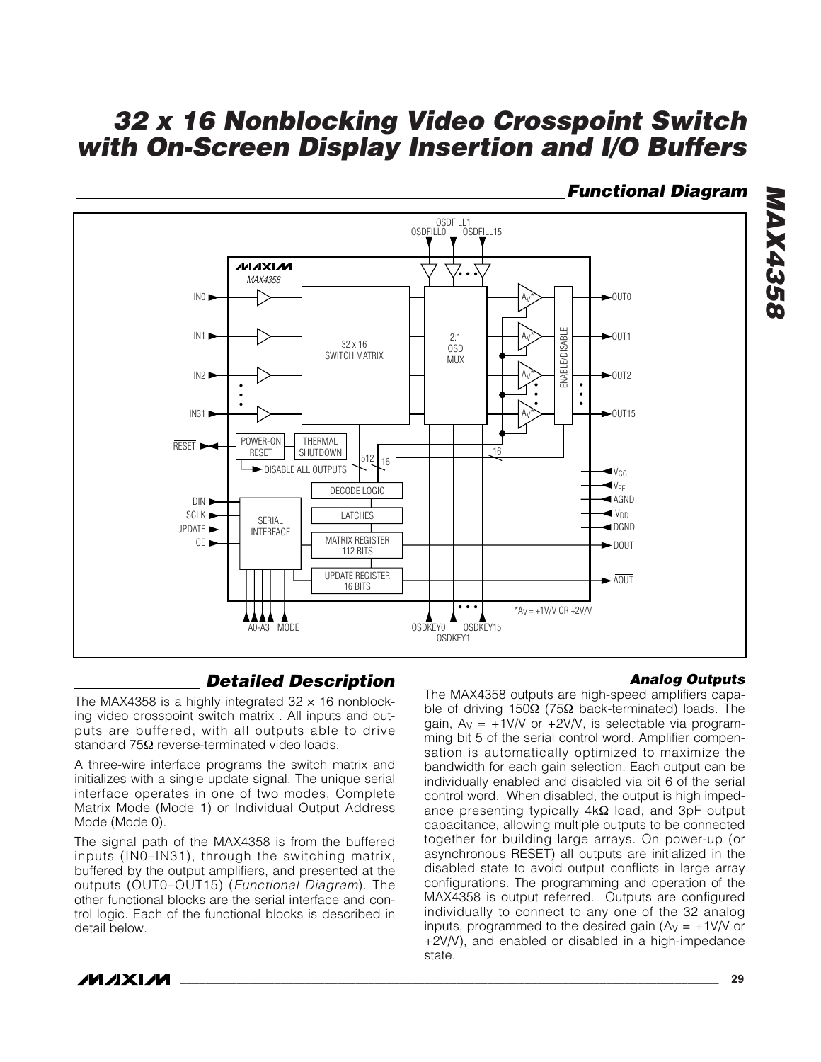## Functional Diagram

## Detailed Description

The MAX4358 is a highly integrated 32 × 16 nonblocking video crosspoint switch matrix . All inputs and outputs are buffered, with all outputs able to drive standard 75Ω reverse-terminated video loads.

A three-wire interface programs the switch matrix and initializes with a single update signal. The unique serial interface operates in one of two modes, Complete Matrix Mode (Mode 1) or Individual Output Address Mode (Mode 0).

The signal path of the MAX4358 is from the buffered inputs (IN0–IN31), through the switching matrix, buffered by the output amplifiers, and presented at the outputs (OUT0–OUT15) (*Functional Diagram*). The other functional blocks are the serial interface and control logic. Each of the functional blocks is described in detail below.

### Analog Outputs

The MAX4358 outputs are high-speed amplifiers capable of driving 150Ω (75Ω back-terminated) loads. The gain, $A_V$ = +1V/V or +2V/V, is selectable via programming bit 5 of the serial control word. Amplifier compensation is automatically optimized to maximize the bandwidth for each gain selection. Each output can be individually enabled and disabled via bit 6 of the serial control word. When disabled, the output is high impedance presenting typically 4kΩ load, and 3pF output capacitance, allowing multiple outputs to be connected together for building large arrays. On power-up (or asynchronous RESET) all outputs are initialized in the disabled state to avoid output conflicts in large array configurations. The programming and operation of the MAX4358 is output referred. Outputs are configured individually to connect to any one of the 32 analog inputs, programmed to the desired gain ($A_V$ = +1V/V or +2V/V), and enabled or disabled in a high-impedance state.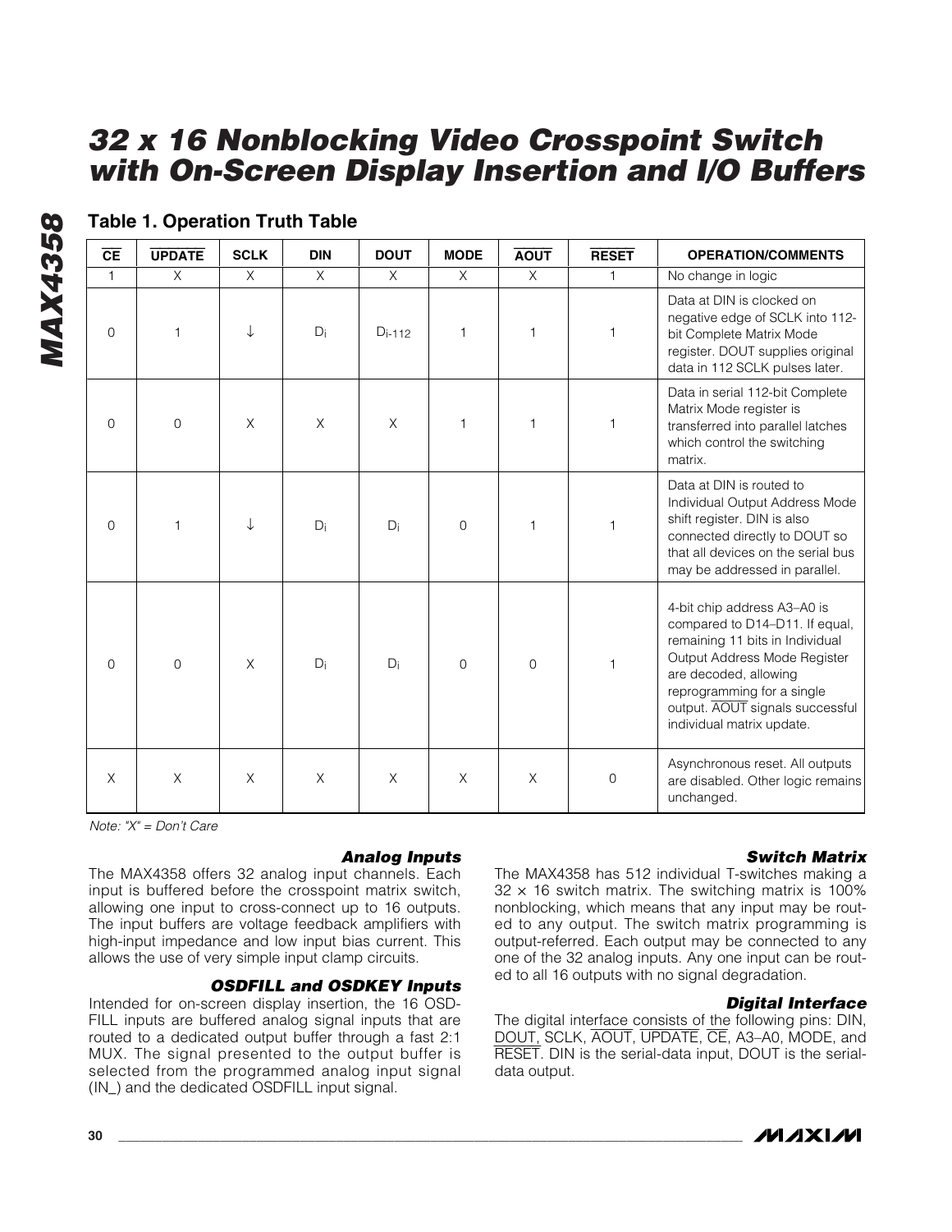### Table 1. Operation Truth Table

| $\overline{CE}$ | $\overline{UPDATE}$ | SCLK | DIN | DOUT | MODE | $\overline{AOUT}$ | $\overline{RESET}$ | OPERATION/COMMENTS |
|---|---|---|---|---|---|---|---|---|
| 1 | X | X | X | X | X | X | 1 | No change in logic |
| 0 | 1 | ↓ | $D_i$ | $D_{i-112}$ | 1 | 1 | 1 | Data at DIN is clocked on negative edge of SCLK into 112-bit Complete Matrix Mode register. DOUT supplies original data in 112 SCLK pulses later. |
| 0 | 0 | X | X | X | 1 | 1 | 1 | Data in serial 112-bit Complete Matrix Mode register is transferred into parallel latches which control the switching matrix. |
| 0 | 1 | ↓ | $D_i$ | $D_i$ | 0 | 1 | 1 | Data at DIN is routed to Individual Output Address Mode shift register. DIN is also connected directly to DOUT so that all devices on the serial bus may be addressed in parallel. |
| 0 | 0 | X | $D_i$ | $D_i$ | 0 | 0 | 1 | 4-bit chip address A3–A0 is compared to D14–D11. If equal, remaining 11 bits in Individual Output Address Mode Register are decoded, allowing reprogramming for a single output. $\overline{AOUT}$ signals successful individual matrix update. |
| X | X | X | X | X | X | X | 0 | Asynchronous reset. All outputs are disabled. Other logic remains unchanged. |

*Note: "X" = Don't Care*

### Analog Inputs

The MAX4358 offers 32 analog input channels. Each input is buffered before the crosspoint matrix switch, allowing one input to cross-connect up to 16 outputs. The input buffers are voltage feedback amplifiers with high-input impedance and low input bias current. This allows the use of very simple input clamp circuits.

### OSDFILL and OSDKEY Inputs

Intended for on-screen display insertion, the 16 OSD-FILL inputs are buffered analog signal inputs that are routed to a dedicated output buffer through a fast 2:1 MUX. The signal presented to the output buffer is selected from the programmed analog input signal (IN_) and the dedicated OSDFILL input signal.

### Switch Matrix

The MAX4358 has 512 individual T-switches making a 32 × 16 switch matrix. The switching matrix is 100% nonblocking, which means that any input may be routed to any output. The switch matrix programming is output-referred. Each output may be connected to any one of the 32 analog inputs. Any one input can be routed to all 16 outputs with no signal degradation.

### Digital Interface

The digital interface consists of the following pins: DIN, DOUT, SCLK, $\overline{AOUT}$, $\overline{UPDATE}$, $\overline{CE}$, A3–A0, MODE, and $\overline{RESET}$. DIN is the serial-data input, DOUT is the serial-data output.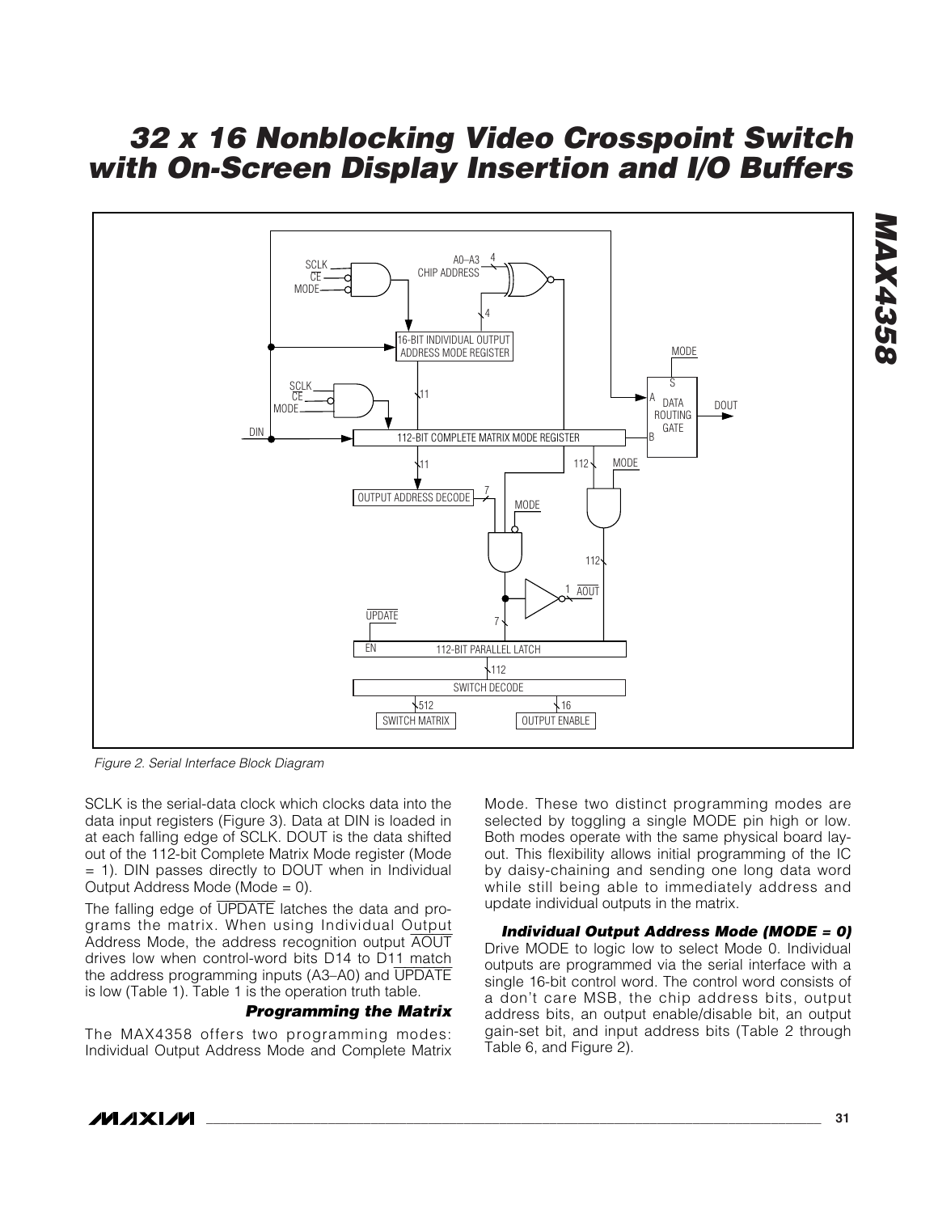Figure 2. Serial Interface Block Diagram

SCLK is the serial-data clock which clocks data into the data input registers (Figure 3). Data at DIN is loaded in at each falling edge of SCLK. DOUT is the data shifted out of the 112-bit Complete Matrix Mode register (Mode = 1). DIN passes directly to DOUT when in Individual Output Address Mode (Mode = 0).

The falling edge of $\overline{\text{UPDATE}}$ latches the data and programs the matrix. When using Individual Output Address Mode, the address recognition output $\overline{\text{AOUT}}$ drives low when control-word bits D14 to D11 match the address programming inputs (A3–A0) and $\overline{\text{UPDATE}}$ is low (Table 1). Table 1 is the operation truth table.

### Programming the Matrix

The MAX4358 offers two programming modes: Individual Output Address Mode and Complete Matrix Mode. These two distinct programming modes are selected by toggling a single MODE pin high or low. Both modes operate with the same physical board layout. This flexibility allows initial programming of the IC by daisy-chaining and sending one long data word while still being able to immediately address and update individual outputs in the matrix.

#### Individual Output Address Mode (MODE = 0)

Drive MODE to logic low to select Mode 0. Individual outputs are programmed via the serial interface with a single 16-bit control word. The control word consists of a don't care MSB, the chip address bits, output address bits, an output enable/disable bit, an output gain-set bit, and input address bits (Table 2 through Table 6, and Figure 2).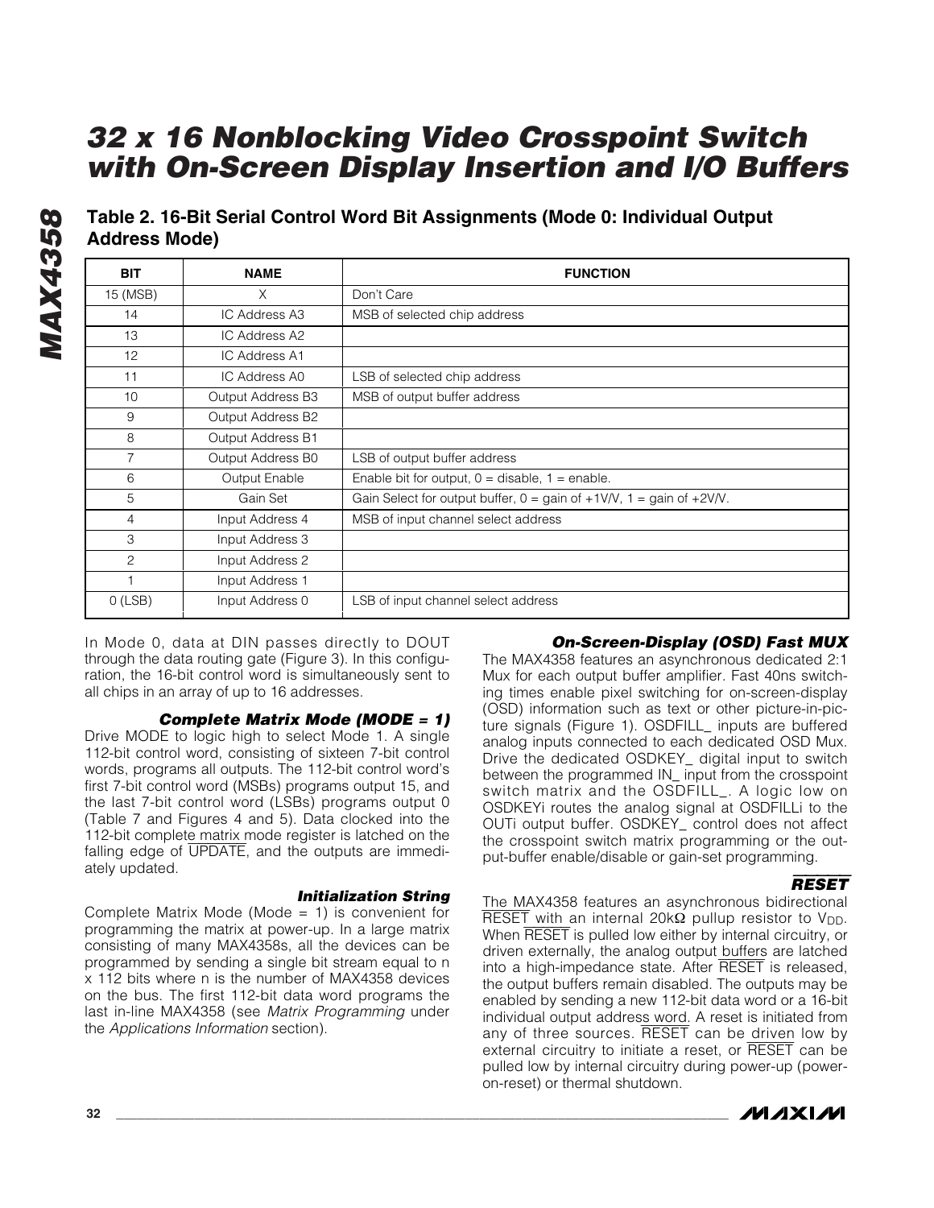## Table 2. 16-Bit Serial Control Word Bit Assignments (Mode 0: Individual Output Address Mode)

| BIT | NAME | FUNCTION |
|---|---|---|
| 15 (MSB) | X | Don't Care |
| 14 | IC Address A3 | MSB of selected chip address |
| 13 | IC Address A2 | |
| 12 | IC Address A1 | |
| 11 | IC Address A0 | LSB of selected chip address |
| 10 | Output Address B3 | MSB of output buffer address |
| 9 | Output Address B2 | |
| 8 | Output Address B1 | |
| 7 | Output Address B0 | LSB of output buffer address |
| 6 | Output Enable | Enable bit for output, 0 = disable, 1 = enable. |
| 5 | Gain Set | Gain Select for output buffer, 0 = gain of +1V/V, 1 = gain of +2V/V. |
| 4 | Input Address 4 | MSB of input channel select address |
| 3 | Input Address 3 | |
| 2 | Input Address 2 | |
| 1 | Input Address 1 | |
| 0 (LSB) | Input Address 0 | LSB of input channel select address |

In Mode 0, data at DIN passes directly to DOUT through the data routing gate (Figure 3). In this configuration, the 16-bit control word is simultaneously sent to all chips in an array of up to 16 addresses.

### *Complete Matrix Mode (MODE = 1)*

Drive MODE to logic high to select Mode 1. A single 112-bit control word, consisting of sixteen 7-bit control words, programs all outputs. The 112-bit control word's first 7-bit control word (MSBs) programs output 15, and the last 7-bit control word (LSBs) programs output 0 (Table 7 and Figures 4 and 5). Data clocked into the 112-bit complete matrix mode register is latched on the falling edge of $\overline{\text{UPDATE}}$, and the outputs are immediately updated.

### *Initialization String*

Complete Matrix Mode (Mode = 1) is convenient for programming the matrix at power-up. In a large matrix consisting of many MAX4358s, all the devices can be programmed by sending a single bit stream equal to n x 112 bits where n is the number of MAX4358 devices on the bus. The first 112-bit data word programs the last in-line MAX4358 (see *Matrix Programming* under the *Applications Information* section).

### *On-Screen-Display (OSD) Fast MUX*

The MAX4358 features an asynchronous dedicated 2:1 Mux for each output buffer amplifier. Fast 40ns switching times enable pixel switching for on-screen-display (OSD) information such as text or other picture-in-picture signals (Figure 1). OSDFILL_ inputs are buffered analog inputs connected to each dedicated OSD Mux. Drive the dedicated OSDKEY_ digital input to switch between the programmed IN_ input from the crosspoint switch matrix and the OSDFILL_. A logic low on OSDKEYi routes the analog signal at OSDFILLi to the OUTi output buffer. OSDKEY_ control does not affect the crosspoint switch matrix programming or the output-buffer enable/disable or gain-set programming.

### *$\overline{\text{RESET}}$*

The MAX4358 features an asynchronous bidirectional $\overline{\text{RESET}}$ with an internal 20kΩ pullup resistor to $V_{DD}$. When $\overline{\text{RESET}}$ is pulled low either by internal circuitry, or driven externally, the analog output buffers are latched into a high-impedance state. After $\overline{\text{RESET}}$ is released, the output buffers remain disabled. The outputs may be enabled by sending a new 112-bit data word or a 16-bit individual output address word. A reset is initiated from any of three sources. $\overline{\text{RESET}}$ can be driven low by external circuitry to initiate a reset, or $\overline{\text{RESET}}$ can be pulled low by internal circuitry during power-up (power-on-reset) or thermal shutdown.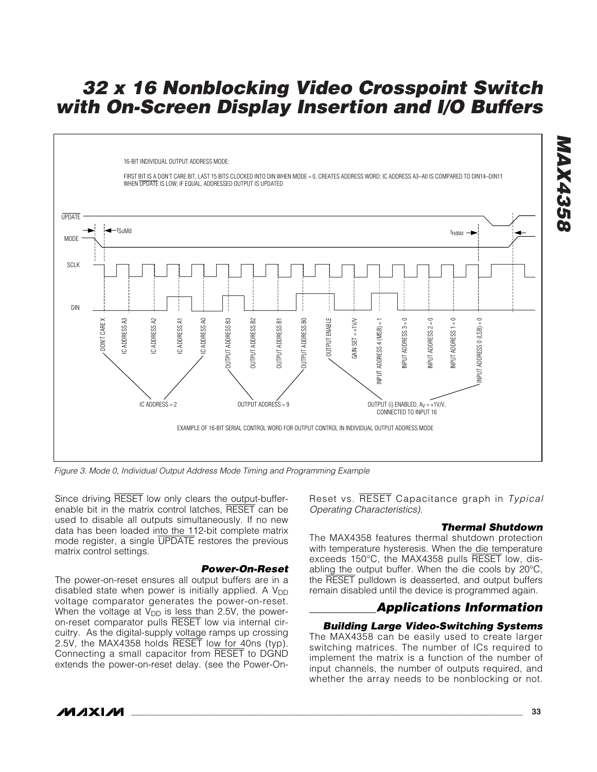16-BIT INDIVIDUAL OUTPUT ADDRESS MODE:

FIRST BIT IS A DON'T CARE BIT, LAST 15 BITS CLOCKED INTO DIN WHEN MODE = 0, CREATES ADDRESS WORD; IC ADDRESS A3–A0 IS COMPARED TO DIN14–DIN11 WHEN UPDATE IS LOW; IF EQUAL, ADDRESSED OUTPUT IS UPDATED

UPDATE

MODE

SCLK

DIN

$t_{SuMd}$

$t_{HdMd}$

DON'T CARE X, IC ADDRESS A3, IC ADDRESS A2, IC ADDRESS A1, IC ADDRESS A0, OUTPUT ADDRESS B3, OUTPUT ADDRESS B2, OUTPUT ADDRESS B1, OUTPUT ADDRESS B0, OUTPUT ENABLE, GAIN SET = +1V/V, INPUT ADDRESS 4 (MSB) = 1, INPUT ADDRESS 3 = 0, INPUT ADDRESS 2 = 0, INPUT ADDRESS 1 = 0, INPUT ADDRESS 0 (LSB) = 0

IC ADDRESS = 2

OUTPUT ADDRESS = 9

OUTPUT (i) ENABLED, $A_V$ = +1V/V, CONNECTED TO INPUT 16

EXAMPLE OF 16-BIT SERIAL CONTROL WORD FOR OUTPUT CONTROL IN INDIVIDUAL OUTPUT ADDRESS MODE

*Figure 3. Mode 0, Individual Output Address Mode Timing and Programming Example*

Since driving RESET low only clears the output-buffer-enable bit in the matrix control latches, RESET can be used to disable all outputs simultaneously. If no new data has been loaded into the 112-bit complete matrix mode register, a single UPDATE restores the previous matrix control settings.

### Power-On-Reset

The power-on-reset ensures all output buffers are in a disabled state when power is initially applied. A $V_{DD}$ voltage comparator generates the power-on-reset. When the voltage at $V_{DD}$ is less than 2.5V, the power-on-reset comparator pulls RESET low via internal circuitry. As the digital-supply voltage ramps up crossing 2.5V, the MAX4358 holds RESET low for 40ns (typ). Connecting a small capacitor from RESET to DGND extends the power-on-reset delay. (see the Power-On-Reset vs. RESET Capacitance graph in *Typical Operating Characteristics*).

### Thermal Shutdown

The MAX4358 features thermal shutdown protection with temperature hysteresis. When the die temperature exceeds 150°C, the MAX4358 pulls RESET low, disabling the output buffer. When the die cools by 20°C, the RESET pulldown is deasserted, and output buffers remain disabled until the device is programmed again.

## Applications Information

### Building Large Video-Switching Systems

The MAX4358 can be easily used to create larger switching matrices. The number of ICs required to implement the matrix is a function of the number of input channels, the number of outputs required, and whether the array needs to be nonblocking or not.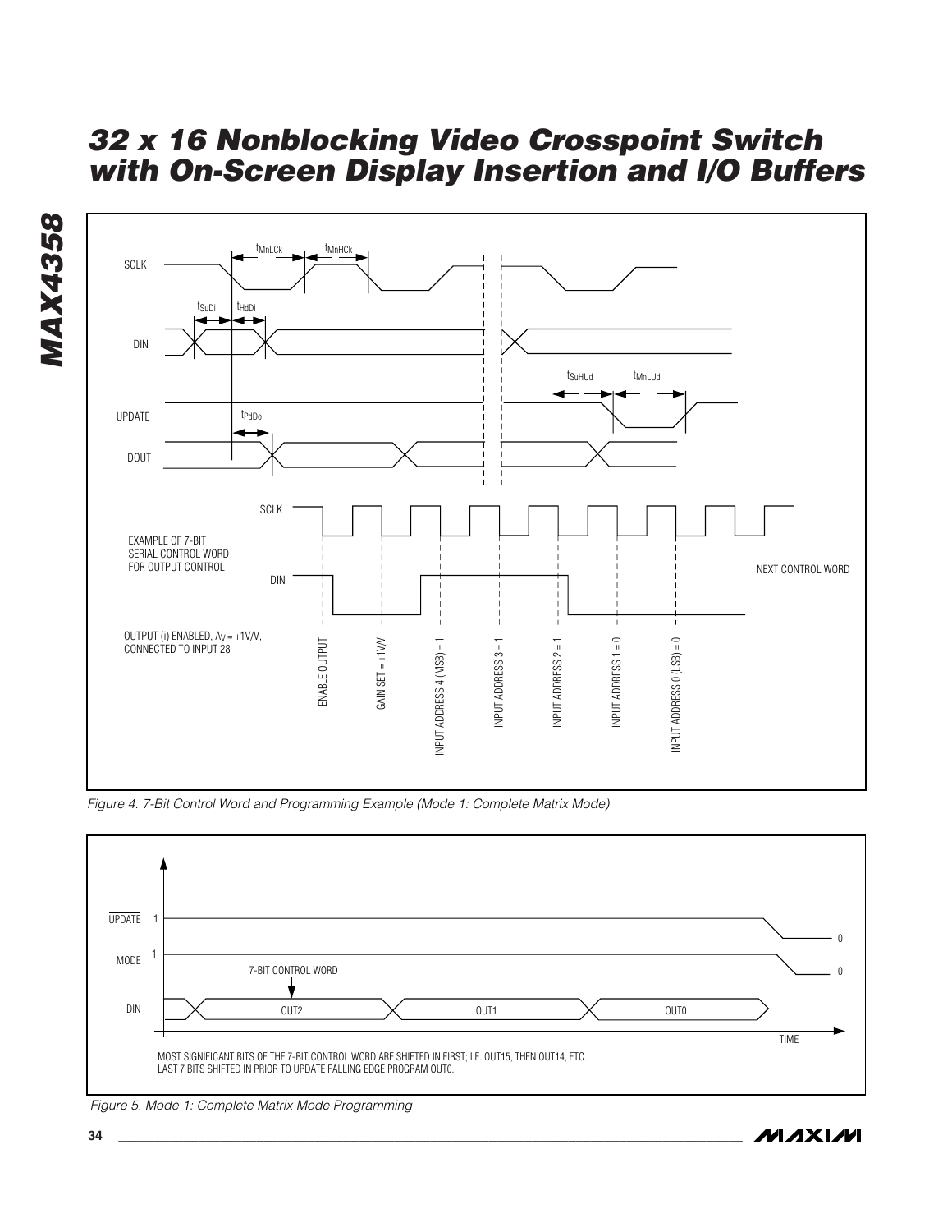SCLK

$t_{MnLCk}$ $t_{MnHCk}$

$t_{SuDi}$ $t_{HdDi}$

DIN

$t_{SuHUd}$ $t_{MnLUd}$

UPDATE

$t_{PdDo}$

DOUT

SCLK

EXAMPLE OF 7-BIT SERIAL CONTROL WORD FOR OUTPUT CONTROL

DIN

NEXT CONTROL WORD

OUTPUT (i) ENABLED, $A_V$ = +1V/V, CONNECTED TO INPUT 28

ENABLE OUTPUT

GAIN SET = +1V/V

INPUT ADDRESS 4 (MSB) = 1

INPUT ADDRESS 3 = 1

INPUT ADDRESS 2 = 1

INPUT ADDRESS 1 = 0

INPUT ADDRESS 0 (LSB) = 0

*Figure 4. 7-Bit Control Word and Programming Example (Mode 1: Complete Matrix Mode)*

UPDATE 1 → 0

MODE 1 → 0

7-BIT CONTROL WORD

DIN: OUT2, OUT1, OUT0

TIME

MOST SIGNIFICANT BITS OF THE 7-BIT CONTROL WORD ARE SHIFTED IN FIRST; I.E. OUT15, THEN OUT14, ETC. LAST 7 BITS SHIFTED IN PRIOR TO UPDATE FALLING EDGE PROGRAM OUT0.

*Figure 5. Mode 1: Complete Matrix Mode Programming*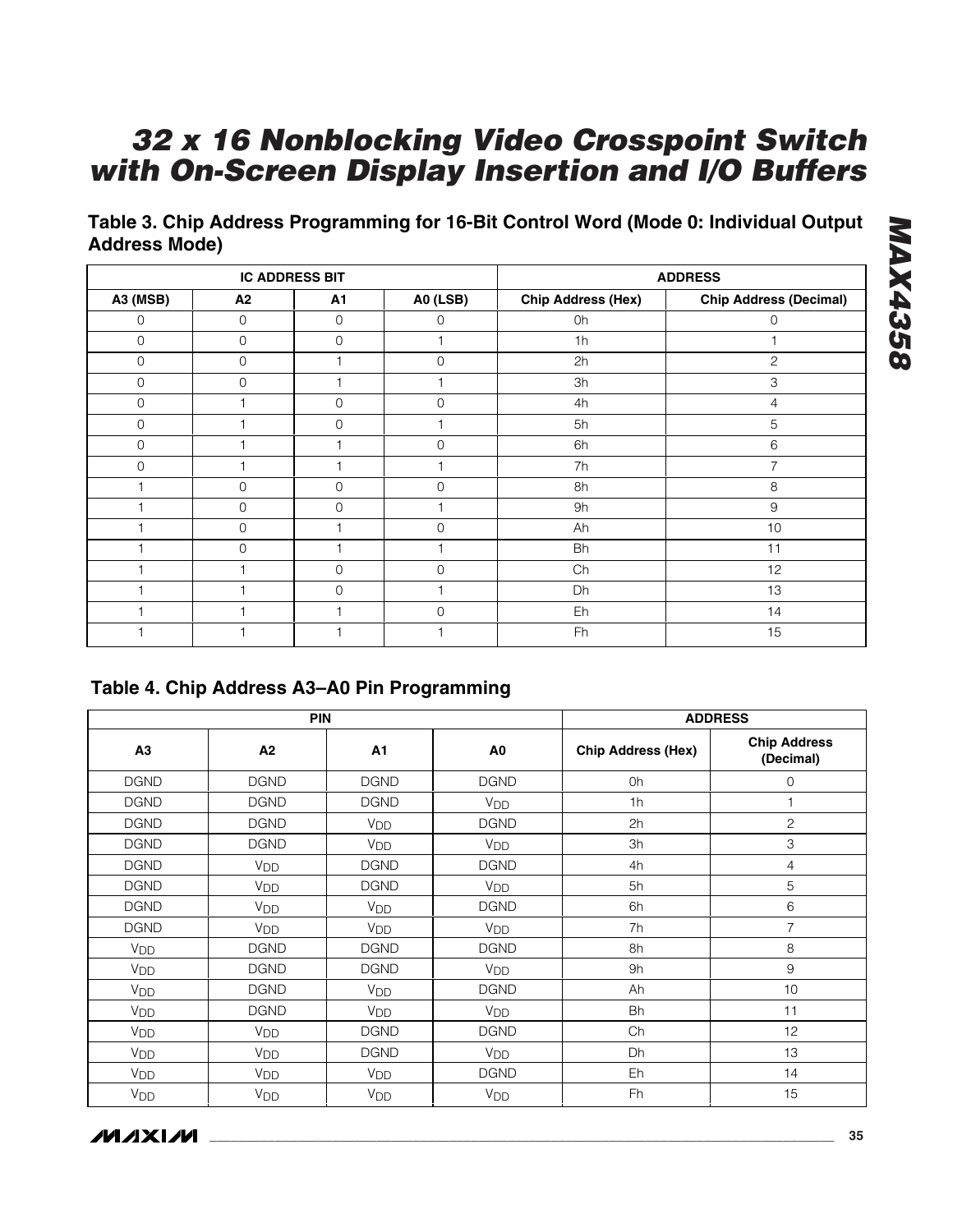### Table 3. Chip Address Programming for 16-Bit Control Word (Mode 0: Individual Output Address Mode)

| IC ADDRESS BIT | | | | ADDRESS | |
|---|---|---|---|---|---|
| **A3 (MSB)** | **A2** | **A1** | **A0 (LSB)** | **Chip Address (Hex)** | **Chip Address (Decimal)** |
| 0 | 0 | 0 | 0 | 0h | 0 |
| 0 | 0 | 0 | 1 | 1h | 1 |
| 0 | 0 | 1 | 0 | 2h | 2 |
| 0 | 0 | 1 | 1 | 3h | 3 |
| 0 | 1 | 0 | 0 | 4h | 4 |
| 0 | 1 | 0 | 1 | 5h | 5 |
| 0 | 1 | 1 | 0 | 6h | 6 |
| 0 | 1 | 1 | 1 | 7h | 7 |
| 1 | 0 | 0 | 0 | 8h | 8 |
| 1 | 0 | 0 | 1 | 9h | 9 |
| 1 | 0 | 1 | 0 | Ah | 10 |
| 1 | 0 | 1 | 1 | Bh | 11 |
| 1 | 1 | 0 | 0 | Ch | 12 |
| 1 | 1 | 0 | 1 | Dh | 13 |
| 1 | 1 | 1 | 0 | Eh | 14 |
| 1 | 1 | 1 | 1 | Fh | 15 |

### Table 4. Chip Address A3–A0 Pin Programming

| PIN | | | | ADDRESS | |
|---|---|---|---|---|---|
| **A3** | **A2** | **A1** | **A0** | **Chip Address (Hex)** | **Chip Address (Decimal)** |
| DGND | DGND | DGND | DGND | 0h | 0 |
| DGND | DGND | DGND | $V_{DD}$ | 1h | 1 |
| DGND | DGND | $V_{DD}$ | DGND | 2h | 2 |
| DGND | DGND | $V_{DD}$ | $V_{DD}$ | 3h | 3 |
| DGND | $V_{DD}$ | DGND | DGND | 4h | 4 |
| DGND | $V_{DD}$ | DGND | $V_{DD}$ | 5h | 5 |
| DGND | $V_{DD}$ | $V_{DD}$ | DGND | 6h | 6 |
| DGND | $V_{DD}$ | $V_{DD}$ | $V_{DD}$ | 7h | 7 |
| $V_{DD}$ | DGND | DGND | DGND | 8h | 8 |
| $V_{DD}$ | DGND | DGND | $V_{DD}$ | 9h | 9 |
| $V_{DD}$ | DGND | $V_{DD}$ | DGND | Ah | 10 |
| $V_{DD}$ | DGND | $V_{DD}$ | $V_{DD}$ | Bh | 11 |
| $V_{DD}$ | $V_{DD}$ | DGND | DGND | Ch | 12 |
| $V_{DD}$ | $V_{DD}$ | DGND | $V_{DD}$ | Dh | 13 |
| $V_{DD}$ | $V_{DD}$ | $V_{DD}$ | DGND | Eh | 14 |
| $V_{DD}$ | $V_{DD}$ | $V_{DD}$ | $V_{DD}$ | Fh | 15 |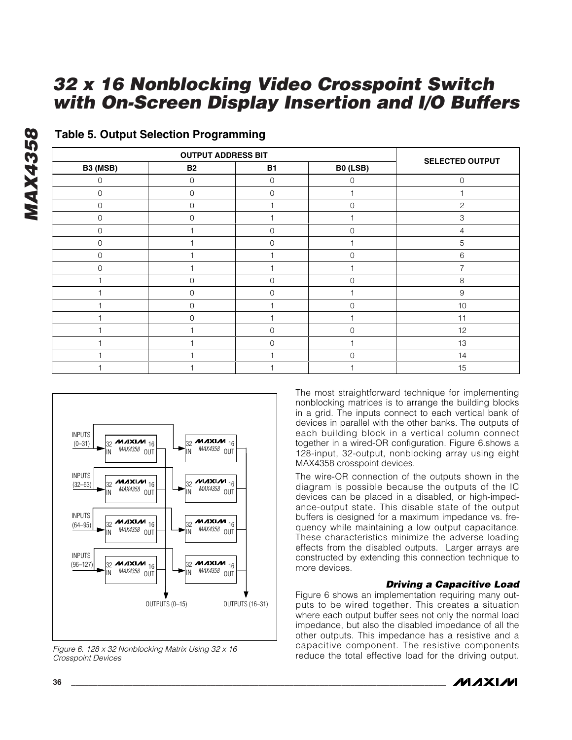## Table 5. Output Selection Programming

| OUTPUT ADDRESS BIT | | | | SELECTED OUTPUT |
|---|---|---|---|---|
| B3 (MSB) | B2 | B1 | B0 (LSB) | |
| 0 | 0 | 0 | 0 | 0 |
| 0 | 0 | 0 | 1 | 1 |
| 0 | 0 | 1 | 0 | 2 |
| 0 | 0 | 1 | 1 | 3 |
| 0 | 1 | 0 | 0 | 4 |
| 0 | 1 | 0 | 1 | 5 |
| 0 | 1 | 1 | 0 | 6 |
| 0 | 1 | 1 | 1 | 7 |
| 1 | 0 | 0 | 0 | 8 |
| 1 | 0 | 0 | 1 | 9 |
| 1 | 0 | 1 | 0 | 10 |
| 1 | 0 | 1 | 1 | 11 |
| 1 | 1 | 0 | 0 | 12 |
| 1 | 1 | 0 | 1 | 13 |
| 1 | 1 | 1 | 0 | 14 |
| 1 | 1 | 1 | 1 | 15 |

INPUTS (0–31) 32 IN MAXIM MAX4358 16 OUT — 32 IN MAXIM MAX4358 16 OUT

INPUTS (32–63) 32 IN MAXIM MAX4358 16 OUT — 32 IN MAXIM MAX4358 16 OUT

INPUTS (64–95) 32 IN MAXIM MAX4358 16 OUT — 32 IN MAXIM MAX4358 16 OUT

INPUTS (96–127) 32 IN MAXIM MAX4358 16 OUT — 32 IN MAXIM MAX4358 16 OUT

OUTPUTS (0–15) OUTPUTS (16–31)

*Figure 6. 128 x 32 Nonblocking Matrix Using 32 x 16 Crosspoint Devices*

The most straightforward technique for implementing nonblocking matrices is to arrange the building blocks in a grid. The inputs connect to each vertical bank of devices in parallel with the other banks. The outputs of each building block in a vertical column connect together in a wired-OR configuration. Figure 6.shows a 128-input, 32-output, nonblocking array using eight MAX4358 crosspoint devices.

The wire-OR connection of the outputs shown in the diagram is possible because the outputs of the IC devices can be placed in a disabled, or high-impedance-output state. This disable state of the output buffers is designed for a maximum impedance vs. frequency while maintaining a low output capacitance. These characteristics minimize the adverse loading effects from the disabled outputs. Larger arrays are constructed by extending this connection technique to more devices.

### *Driving a Capacitive Load*

Figure 6 shows an implementation requiring many outputs to be wired together. This creates a situation where each output buffer sees not only the normal load impedance, but also the disabled impedance of all the other outputs. This impedance has a resistive and a capacitive component. The resistive components reduce the total effective load for the driving output.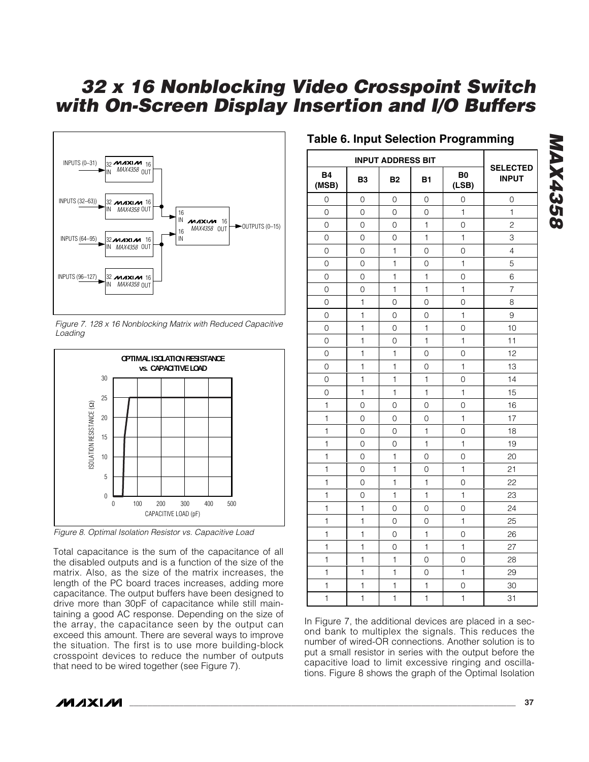Figure 7. 128 x 16 Nonblocking Matrix with Reduced Capacitive Loading

Figure 8. Optimal Isolation Resistor vs. Capacitive Load

Total capacitance is the sum of the capacitance of all the disabled outputs and is a function of the size of the matrix. Also, as the size of the matrix increases, the length of the PC board traces increases, adding more capacitance. The output buffers have been designed to drive more than 30pF of capacitance while still maintaining a good AC response. Depending on the size of the array, the capacitance seen by the output can exceed this amount. There are several ways to improve the situation. The first is to use more building-block crosspoint devices to reduce the number of outputs that need to be wired together (see Figure 7).

## Table 6. Input Selection Programming

| INPUT ADDRESS BIT | | | | | SELECTED INPUT |
|---|---|---|---|---|---|
| B4 (MSB) | B3 | B2 | B1 | B0 (LSB) | |
| 0 | 0 | 0 | 0 | 0 | 0 |
| 0 | 0 | 0 | 0 | 1 | 1 |
| 0 | 0 | 0 | 1 | 0 | 2 |
| 0 | 0 | 0 | 1 | 1 | 3 |
| 0 | 0 | 1 | 0 | 0 | 4 |
| 0 | 0 | 1 | 0 | 1 | 5 |
| 0 | 0 | 1 | 1 | 0 | 6 |
| 0 | 0 | 1 | 1 | 1 | 7 |
| 0 | 1 | 0 | 0 | 0 | 8 |
| 0 | 1 | 0 | 0 | 1 | 9 |
| 0 | 1 | 0 | 1 | 0 | 10 |
| 0 | 1 | 0 | 1 | 1 | 11 |
| 0 | 1 | 1 | 0 | 0 | 12 |
| 0 | 1 | 1 | 0 | 1 | 13 |
| 0 | 1 | 1 | 1 | 0 | 14 |
| 0 | 1 | 1 | 1 | 1 | 15 |
| 1 | 0 | 0 | 0 | 0 | 16 |
| 1 | 0 | 0 | 0 | 1 | 17 |
| 1 | 0 | 0 | 1 | 0 | 18 |
| 1 | 0 | 0 | 1 | 1 | 19 |
| 1 | 0 | 1 | 0 | 0 | 20 |
| 1 | 0 | 1 | 0 | 1 | 21 |
| 1 | 0 | 1 | 1 | 0 | 22 |
| 1 | 0 | 1 | 1 | 1 | 23 |
| 1 | 1 | 0 | 0 | 0 | 24 |
| 1 | 1 | 0 | 0 | 1 | 25 |
| 1 | 1 | 0 | 1 | 0 | 26 |
| 1 | 1 | 0 | 1 | 1 | 27 |
| 1 | 1 | 1 | 0 | 0 | 28 |
| 1 | 1 | 1 | 0 | 1 | 29 |
| 1 | 1 | 1 | 1 | 0 | 30 |
| 1 | 1 | 1 | 1 | 1 | 31 |

In Figure 7, the additional devices are placed in a second bank to multiplex the signals. This reduces the number of wired-OR connections. Another solution is to put a small resistor in series with the output before the capacitive load to limit excessive ringing and oscillations. Figure 8 shows the graph of the Optimal Isolation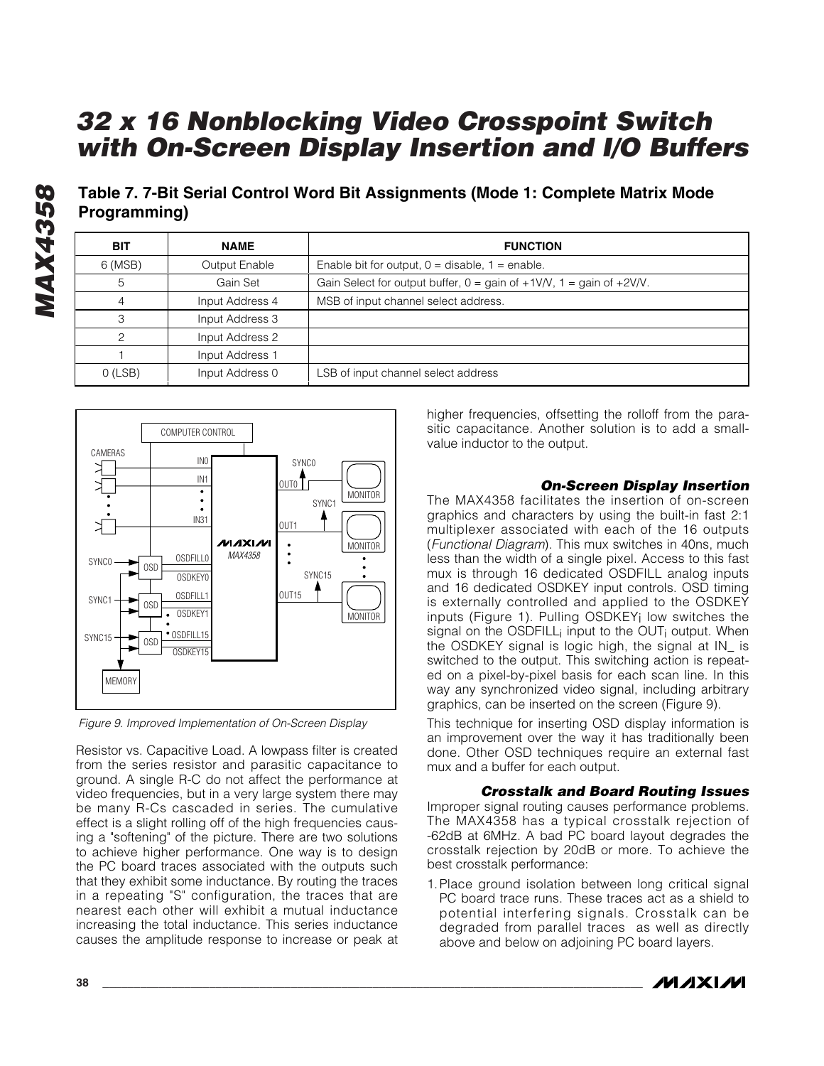### Table 7. 7-Bit Serial Control Word Bit Assignments (Mode 1: Complete Matrix Mode Programming)

| BIT | NAME | FUNCTION |
|---|---|---|
| 6 (MSB) | Output Enable | Enable bit for output, 0 = disable, 1 = enable. |
| 5 | Gain Set | Gain Select for output buffer, 0 = gain of +1V/V, 1 = gain of +2V/V. |
| 4 | Input Address 4 | MSB of input channel select address. |
| 3 | Input Address 3 | |
| 2 | Input Address 2 | |
| 1 | Input Address 1 | |
| 0 (LSB) | Input Address 0 | LSB of input channel select address |

*Figure 9. Improved Implementation of On-Screen Display*

Resistor vs. Capacitive Load. A lowpass filter is created from the series resistor and parasitic capacitance to ground. A single R-C do not affect the performance at video frequencies, but in a very large system there may be many R-Cs cascaded in series. The cumulative effect is a slight rolling off of the high frequencies causing a "softening" of the picture. There are two solutions to achieve higher performance. One way is to design the PC board traces associated with the outputs such that they exhibit some inductance. By routing the traces in a repeating "S" configuration, the traces that are nearest each other will exhibit a mutual inductance increasing the total inductance. This series inductance causes the amplitude response to increase or peak at higher frequencies, offsetting the rolloff from the parasitic capacitance. Another solution is to add a small-value inductor to the output.

#### *On-Screen Display Insertion*

The MAX4358 facilitates the insertion of on-screen graphics and characters by using the built-in fast 2:1 multiplexer associated with each of the 16 outputs (*Functional Diagram*). This mux switches in 40ns, much less than the width of a single pixel. Access to this fast mux is through 16 dedicated OSDFILL analog inputs and 16 dedicated OSDKEY input controls. OSD timing is externally controlled and applied to the OSDKEY inputs (Figure 1). Pulling $OSDKEY_i$ low switches the signal on the $OSDFILL_i$ input to the $OUT_i$ output. When the OSDKEY signal is logic high, the signal at IN_ is switched to the output. This switching action is repeated on a pixel-by-pixel basis for each scan line. In this way any synchronized video signal, including arbitrary graphics, can be inserted on the screen (Figure 9).

This technique for inserting OSD display information is an improvement over the way it has traditionally been done. Other OSD techniques require an external fast mux and a buffer for each output.

#### *Crosstalk and Board Routing Issues*

Improper signal routing causes performance problems. The MAX4358 has a typical crosstalk rejection of -62dB at 6MHz. A bad PC board layout degrades the crosstalk rejection by 20dB or more. To achieve the best crosstalk performance:

1. Place ground isolation between long critical signal PC board trace runs. These traces act as a shield to potential interfering signals. Crosstalk can be degraded from parallel traces as well as directly above and below on adjoining PC board layers.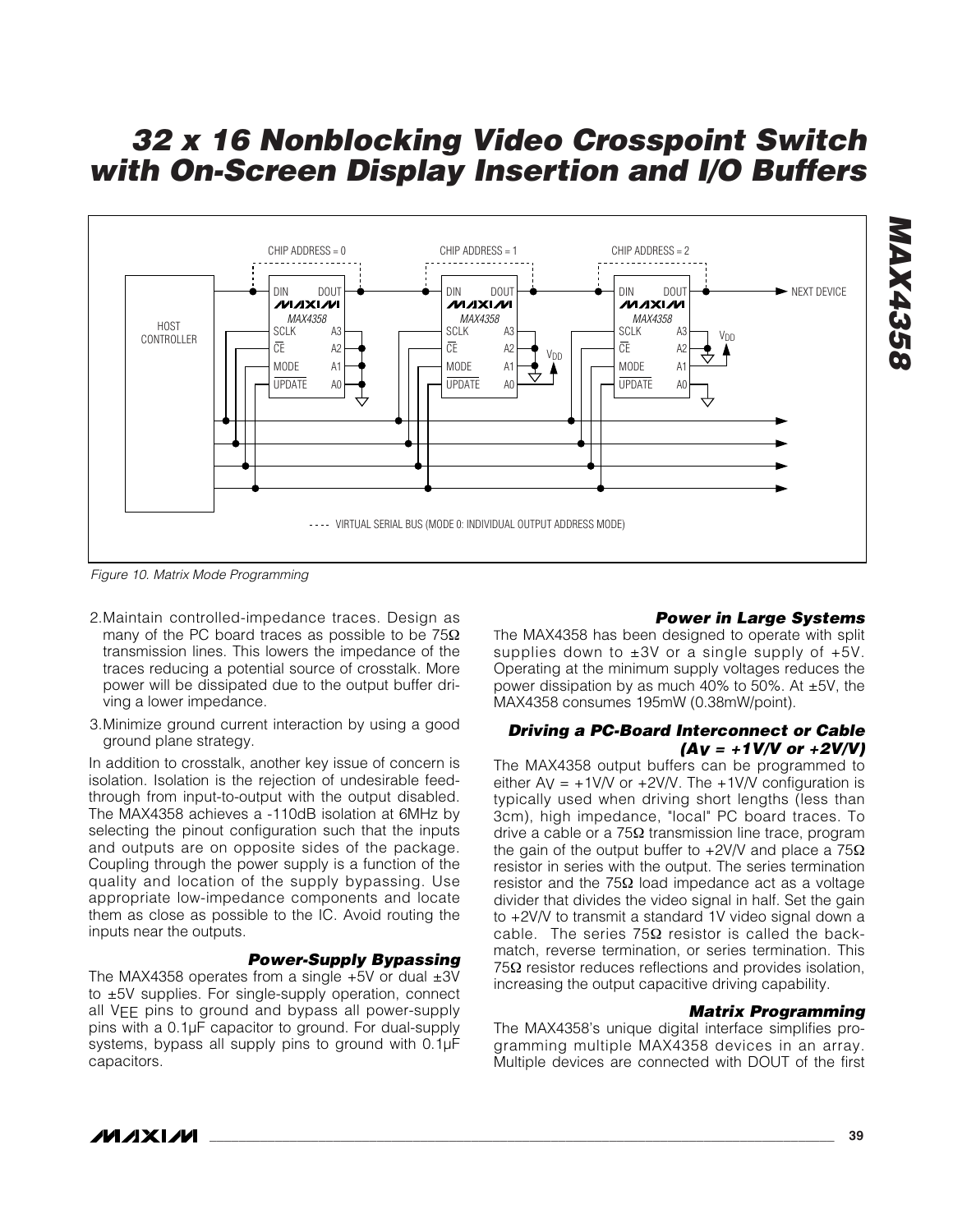Figure 10. Matrix Mode Programming

2. Maintain controlled-impedance traces. Design as many of the PC board traces as possible to be 75Ω transmission lines. This lowers the impedance of the traces reducing a potential source of crosstalk. More power will be dissipated due to the output buffer driving a lower impedance.

3. Minimize ground current interaction by using a good ground plane strategy.

In addition to crosstalk, another key issue of concern is isolation. Isolation is the rejection of undesirable feedthrough from input-to-output with the output disabled. The MAX4358 achieves a -110dB isolation at 6MHz by selecting the pinout configuration such that the inputs and outputs are on opposite sides of the package. Coupling through the power supply is a function of the quality and location of the supply bypassing. Use appropriate low-impedance components and locate them as close as possible to the IC. Avoid routing the inputs near the outputs.

### Power-Supply Bypassing

The MAX4358 operates from a single +5V or dual ±3V to ±5V supplies. For single-supply operation, connect all $V_{EE}$ pins to ground and bypass all power-supply pins with a 0.1µF capacitor to ground. For dual-supply systems, bypass all supply pins to ground with 0.1µF capacitors.

### Power in Large Systems

The MAX4358 has been designed to operate with split supplies down to ±3V or a single supply of +5V. Operating at the minimum supply voltages reduces the power dissipation by as much 40% to 50%. At ±5V, the MAX4358 consumes 195mW (0.38mW/point).

### Driving a PC-Board Interconnect or Cable ($A_V$ = +1V/V or +2V/V)

The MAX4358 output buffers can be programmed to either $A_V$ = +1V/V or +2V/V. The +1V/V configuration is typically used when driving short lengths (less than 3cm), high impedance, "local" PC board traces. To drive a cable or a 75Ω transmission line trace, program the gain of the output buffer to +2V/V and place a 75Ω resistor in series with the output. The series termination resistor and the 75Ω load impedance act as a voltage divider that divides the video signal in half. Set the gain to +2V/V to transmit a standard 1V video signal down a cable. The series 75Ω resistor is called the back-match, reverse termination, or series termination. This 75Ω resistor reduces reflections and provides isolation, increasing the output capacitive driving capability.

### Matrix Programming

The MAX4358's unique digital interface simplifies programming multiple MAX4358 devices in an array. Multiple devices are connected with DOUT of the first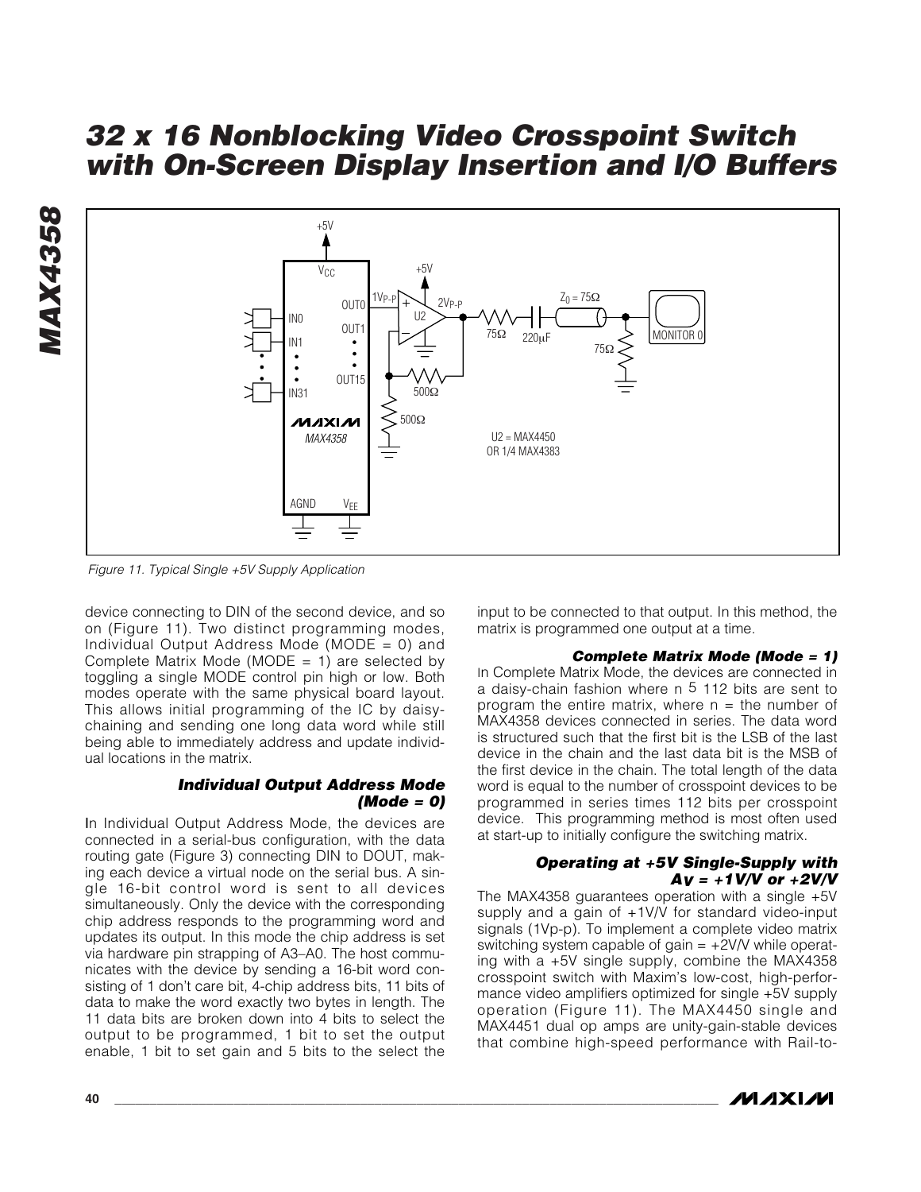Figure 11. Typical Single +5V Supply Application

device connecting to DIN of the second device, and so on (Figure 11). Two distinct programming modes, Individual Output Address Mode (MODE = 0) and Complete Matrix Mode (MODE = 1) are selected by toggling a single MODE control pin high or low. Both modes operate with the same physical board layout. This allows initial programming of the IC by daisy-chaining and sending one long data word while still being able to immediately address and update individual locations in the matrix.

### *Individual Output Address Mode (Mode = 0)*

In Individual Output Address Mode, the devices are connected in a serial-bus configuration, with the data routing gate (Figure 3) connecting DIN to DOUT, making each device a virtual node on the serial bus. A single 16-bit control word is sent to all devices simultaneously. Only the device with the corresponding chip address responds to the programming word and updates its output. In this mode the chip address is set via hardware pin strapping of A3–A0. The host communicates with the device by sending a 16-bit word consisting of 1 don't care bit, 4-chip address bits, 11 bits of data to make the word exactly two bytes in length. The 11 data bits are broken down into 4 bits to select the output to be programmed, 1 bit to set the output enable, 1 bit to set gain and 5 bits to the select the input to be connected to that output. In this method, the matrix is programmed one output at a time.

### *Complete Matrix Mode (Mode = 1)*

In Complete Matrix Mode, the devices are connected in a daisy-chain fashion where n 5 112 bits are sent to program the entire matrix, where n = the number of MAX4358 devices connected in series. The data word is structured such that the first bit is the LSB of the last device in the chain and the last data bit is the MSB of the first device in the chain. The total length of the data word is equal to the number of crosspoint devices to be programmed in series times 112 bits per crosspoint device. This programming method is most often used at start-up to initially configure the switching matrix.

### *Operating at +5V Single-Supply with $A_V$ = +1V/V or +2V/V*

The MAX4358 guarantees operation with a single +5V supply and a gain of +1V/V for standard video-input signals (1Vp-p). To implement a complete video matrix switching system capable of gain = +2V/V while operating with a +5V single supply, combine the MAX4358 crosspoint switch with Maxim's low-cost, high-performance video amplifiers optimized for single +5V supply operation (Figure 11). The MAX4450 single and MAX4451 dual op amps are unity-gain-stable devices that combine high-speed performance with Rail-to-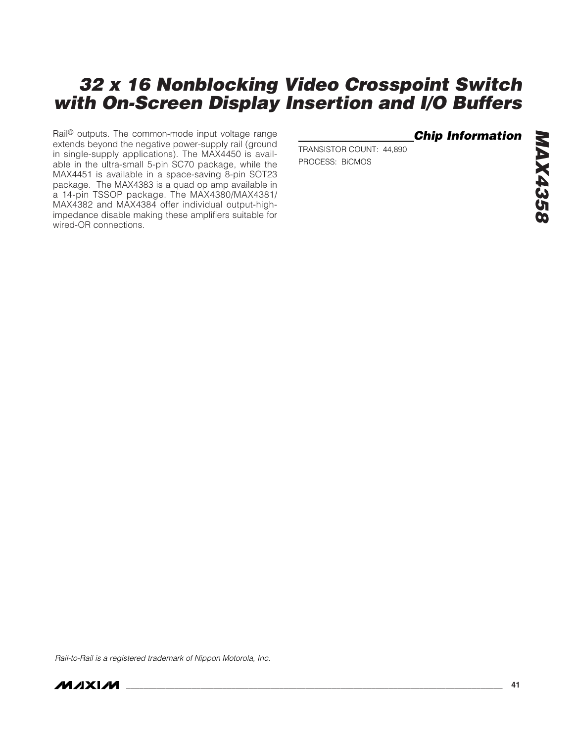Rail® outputs. The common-mode input voltage range extends beyond the negative power-supply rail (ground in single-supply applications). The MAX4450 is available in the ultra-small 5-pin SC70 package, while the MAX4451 is available in a space-saving 8-pin SOT23 package. The MAX4383 is a quad op amp available in a 14-pin TSSOP package. The MAX4380/MAX4381/MAX4382 and MAX4384 offer individual output-high-impedance disable making these amplifiers suitable for wired-OR connections.

## Chip Information

TRANSISTOR COUNT: 44,890

PROCESS: BiCMOS

*Rail-to-Rail is a registered trademark of Nippon Motorola, Inc.*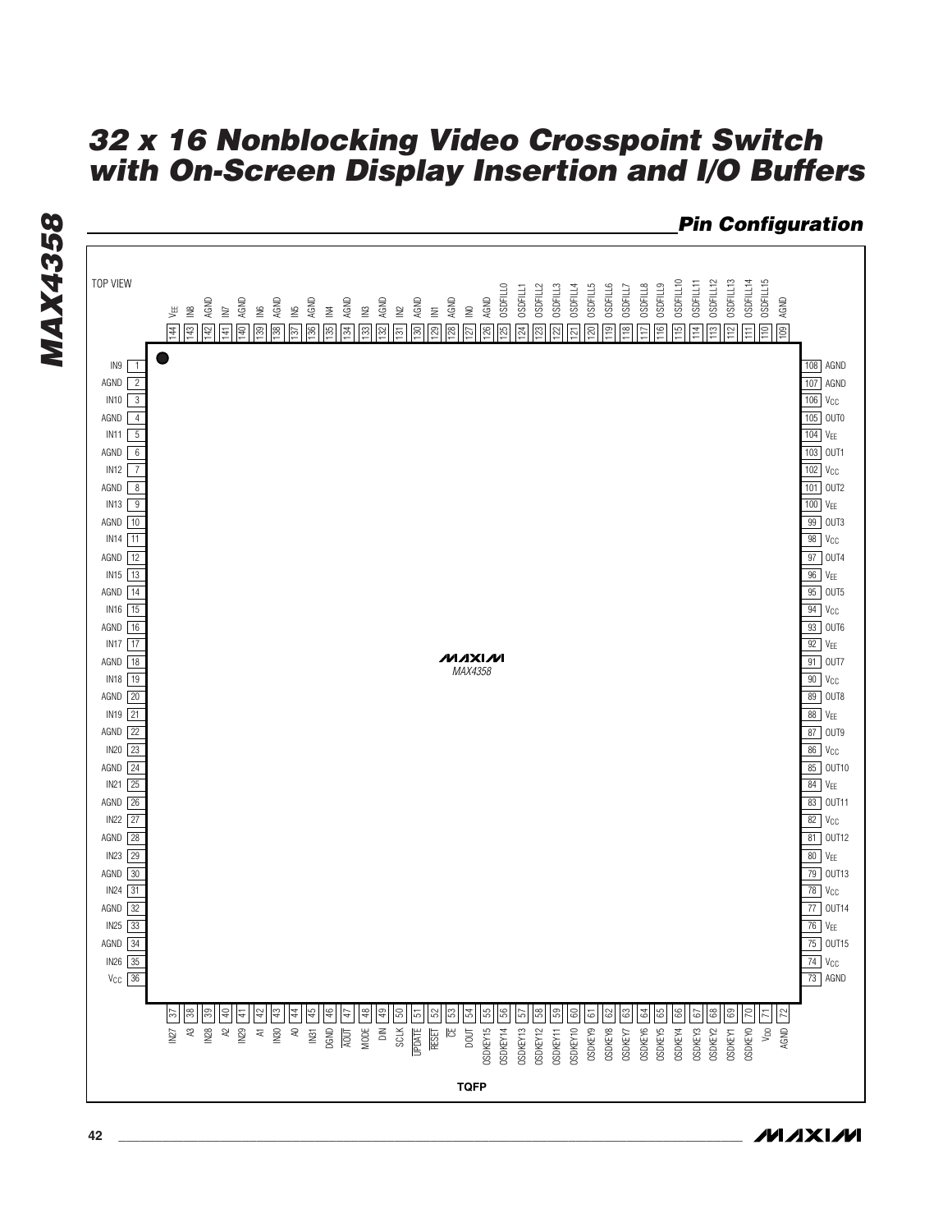## Pin Configuration

TOP VIEW

MAX4358

TQFP

| Pin | Name | Pin | Name |
|---|---|---|---|
| 1 | IN9 | 73 | AGND |
| 2 | AGND | 74 | $V_{CC}$ |
| 3 | IN10 | 75 | OUT15 |
| 4 | AGND | 76 | $V_{EE}$ |
| 5 | IN11 | 77 | OUT14 |
| 6 | AGND | 78 | $V_{CC}$ |
| 7 | IN12 | 79 | OUT13 |
| 8 | AGND | 80 | $V_{EE}$ |
| 9 | IN13 | 81 | OUT12 |
| 10 | AGND | 82 | $V_{CC}$ |
| 11 | IN14 | 83 | OUT11 |
| 12 | AGND | 84 | $V_{EE}$ |
| 13 | IN15 | 85 | OUT10 |
| 14 | AGND | 86 | $V_{CC}$ |
| 15 | IN16 | 87 | OUT9 |
| 16 | AGND | 88 | $V_{EE}$ |
| 17 | IN17 | 89 | OUT8 |
| 18 | AGND | 90 | $V_{CC}$ |
| 19 | IN18 | 91 | OUT7 |
| 20 | AGND | 92 | $V_{EE}$ |
| 21 | IN19 | 93 | OUT6 |
| 22 | AGND | 94 | $V_{CC}$ |
| 23 | IN20 | 95 | OUT5 |
| 24 | AGND | 96 | $V_{EE}$ |
| 25 | IN21 | 97 | OUT4 |
| 26 | AGND | 98 | $V_{CC}$ |
| 27 | IN22 | 99 | OUT3 |
| 28 | AGND | 100 | $V_{EE}$ |
| 29 | IN23 | 101 | OUT2 |
| 30 | AGND | 102 | $V_{CC}$ |
| 31 | IN24 | 103 | OUT1 |
| 32 | AGND | 104 | $V_{EE}$ |
| 33 | IN25 | 105 | OUT0 |
| 34 | AGND | 106 | $V_{CC}$ |
| 35 | IN26 | 107 | AGND |
| 36 | $V_{CC}$ | 108 | AGND |
| 37 | IN27 | 109 | AGND |
| 38 | A3 | 110 | OSDFILL15 |
| 39 | IN28 | 111 | OSDFILL14 |
| 40 | A2 | 112 | OSDFILL13 |
| 41 | IN29 | 113 | OSDFILL12 |
| 42 | A1 | 114 | OSDFILL11 |
| 43 | IN30 | 115 | OSDFILL10 |
| 44 | A0 | 116 | OSDFILL9 |
| 45 | IN31 | 117 | OSDFILL8 |
| 46 | DGND | 118 | OSDFILL7 |
| 47 | $\overline{AOUT}$ | 119 | OSDFILL6 |
| 48 | MODE | 120 | OSDFILL5 |
| 49 | DIN | 121 | OSDFILL4 |
| 50 | SCLK | 122 | OSDFILL3 |
| 51 | $\overline{UPDATE}$ | 123 | OSDFILL2 |
| 52 | $\overline{RESET}$ | 124 | OSDFILL1 |
| 53 | $\overline{CE}$ | 125 | OSDFILL0 |
| 54 | DOUT | 126 | AGND |
| 55 | OSDKEY15 | 127 | IN0 |
| 56 | OSDKEY14 | 128 | AGND |
| 57 | OSDKEY13 | 129 | IN1 |
| 58 | OSDKEY12 | 130 | AGND |
| 59 | OSDKEY11 | 131 | IN2 |
| 60 | OSDKEY10 | 132 | AGND |
| 61 | OSDKEY9 | 133 | IN3 |
| 62 | OSDKEY8 | 134 | AGND |
| 63 | OSDKEY7 | 135 | IN4 |
| 64 | OSDKEY6 | 136 | AGND |
| 65 | OSDKEY5 | 137 | IN5 |
| 66 | OSDKEY4 | 138 | AGND |
| 67 | OSDKEY3 | 139 | IN6 |
| 68 | OSDKEY2 | 140 | AGND |
| 69 | OSDKEY1 | 141 | IN7 |
| 70 | OSDKEY0 | 142 | AGND |
| 71 | $V_{DD}$ | 143 | IN8 |
| 72 | AGND | 144 | $V_{EE}$ |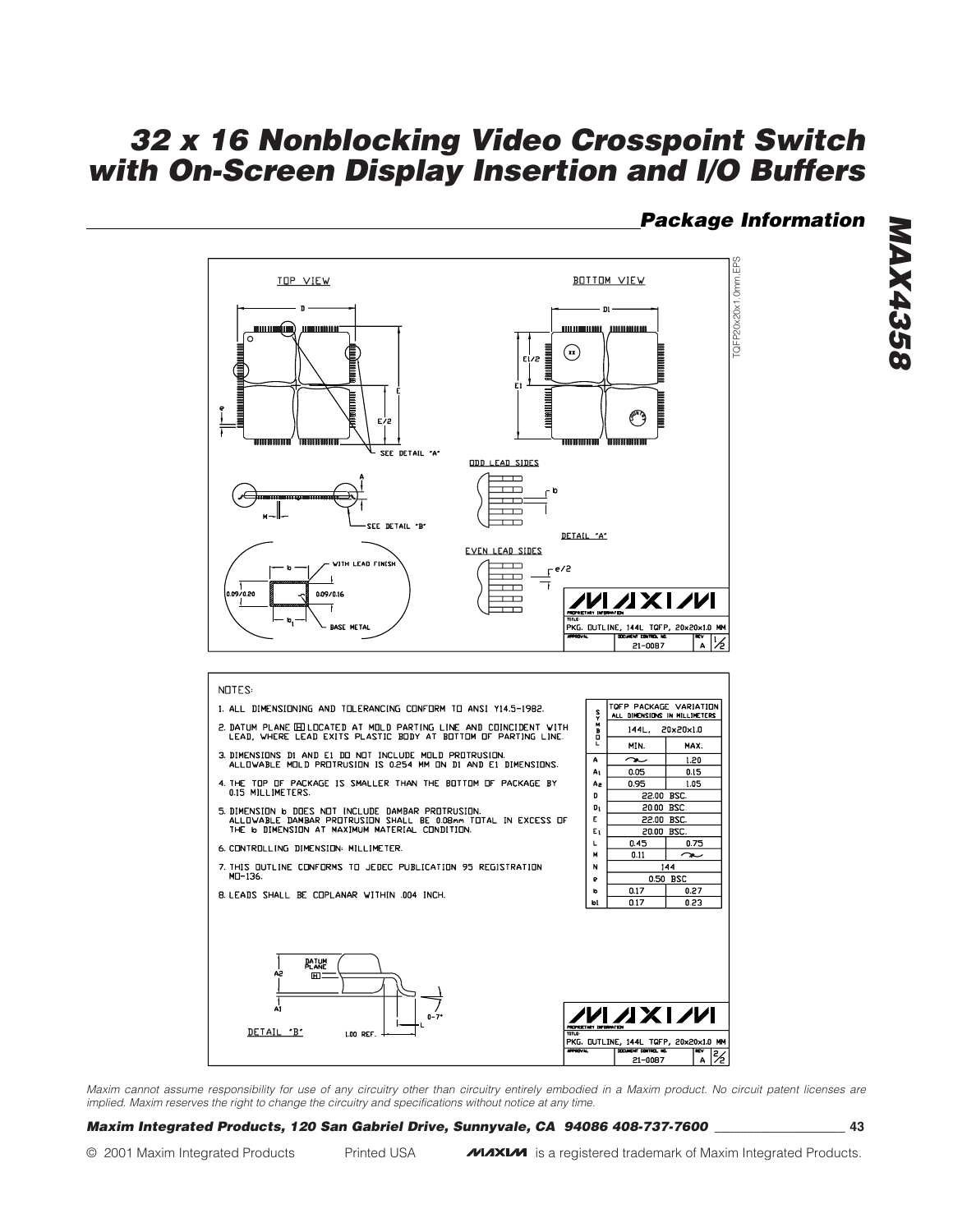## Package Information

TOP VIEW

BOTTOM VIEW

SEE DETAIL "A"

SEE DETAIL "B"

ODD LEAD SIDES

EVEN LEAD SIDES

DETAIL "A"

WITH LEAD FINISH

BASE METAL

0.09/0.20

0.09/0.16

PKG. OUTLINE, 144L TQFP, 20x20x1.0 MM

21-0087 A 1/2

NOTES:

1. ALL DIMENSIONING AND TOLERANCING CONFORM TO ANSI Y14.5-1982.
2. DATUM PLANE [H] LOCATED AT MOLD PARTING LINE AND COINCIDENT WITH LEAD, WHERE LEAD EXITS PLASTIC BODY AT BOTTOM OF PARTING LINE.
3. DIMENSIONS D1 AND E1 DO NOT INCLUDE MOLD PROTRUSION. ALLOWABLE MOLD PROTRUSION IS 0.254 MM ON D1 AND E1 DIMENSIONS.
4. THE TOP OF PACKAGE IS SMALLER THAN THE BOTTOM OF PACKAGE BY 0.15 MILLIMETERS.
5. DIMENSION b DOES NOT INCLUDE DAMBAR PROTRUSION. ALLOWABLE DAMBAR PROTRUSION SHALL BE 0.08mm TOTAL IN EXCESS OF THE b DIMENSION AT MAXIMUM MATERIAL CONDITION.
6. CONTROLLING DIMENSION: MILLIMETER.
7. THIS OUTLINE CONFORMS TO JEDEC PUBLICATION 95 REGISTRATION MO-136.
8. LEADS SHALL BE COPLANAR WITHIN .004 INCH.

| SYMBOL | TQFP PACKAGE VARIATION ALL DIMENSIONS IN MILLIMETERS 144L, 20x20x1.0 MIN. | MAX. |
|---|---|---|
| A | ~ | 1.20 |
| $A_1$ | 0.05 | 0.15 |
| $A_2$ | 0.95 | 1.05 |
| D | 22.00 BSC. | |
| $D_1$ | 20.00 BSC | |
| E | 22.00 BSC. | |
| $E_1$ | 20.00 BSC. | |
| L | 0.45 | 0.75 |
| M | 0.11 | ~ |
| N | 144 | |
| e | 0.50 BSC | |
| b | 0.17 | 0.27 |
| b1 | 0.17 | 0.23 |

DATUM PLANE [H]

DETAIL "B"

1.00 REF.

0-7°

PKG. OUTLINE, 144L TQFP, 20x20x1.0 MM

21-0087 A 2/2

*Maxim cannot assume responsibility for use of any circuitry other than circuitry entirely embodied in a Maxim product. No circuit patent licenses are implied. Maxim reserves the right to change the circuitry and specifications without notice at any time.*

**Maxim Integrated Products, 120 San Gabriel Drive, Sunnyvale, CA 94086 408-737-7600**

© 2001 Maxim Integrated Products Printed USA MAXIM is a registered trademark of Maxim Integrated Products.